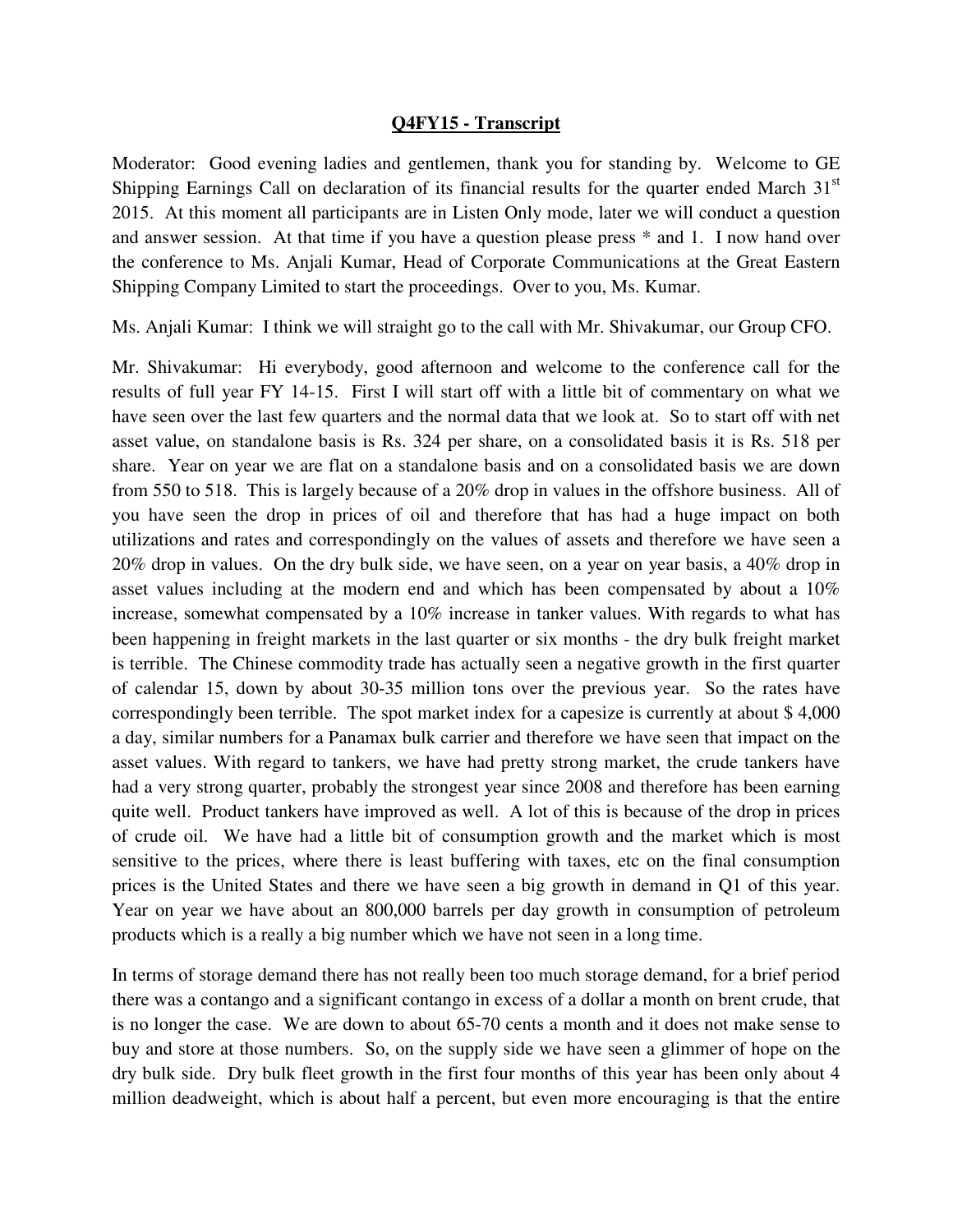# Q4FY15 - Transcript

Moderator: Good evening ladies and gentlemen, thank you for standing by. Welcome to GE Shipping Earnings Call on declaration of its financial results for the quarter ended March 31st 2015. At this moment all participants are in Listen Only mode, later we will conduct a question and answer session. At that time if you have a question please press * and 1. I now hand over the conference to Ms. Anjali Kumar, Head of Corporate Communications at the Great Eastern Shipping Company Limited to start the proceedings. Over to you, Ms. Kumar.

Ms. Anjali Kumar: I think we will straight go to the call with Mr. Shivakumar, our Group CFO.

Mr. Shivakumar: Hi everybody, good afternoon and welcome to the conference call for the results of full year FY 14-15. First I will start off with a little bit of commentary on what we have seen over the last few quarters and the normal data that we look at. So to start off with net asset value, on standalone basis is Rs. 324 per share, on a consolidated basis it is Rs. 518 per share. Year on year we are flat on a standalone basis and on a consolidated basis we are down from 550 to 518. This is largely because of a 20% drop in values in the offshore business. All of you have seen the drop in prices of oil and therefore that has had a huge impact on both utilizations and rates and correspondingly on the values of assets and therefore we have seen a 20% drop in values. On the dry bulk side, we have seen, on a year on year basis, a 40% drop in asset values including at the modern end and which has been compensated by about a 10% increase, somewhat compensated by a 10% increase in tanker values. With regards to what has been happening in freight markets in the last quarter or six months - the dry bulk freight market is terrible. The Chinese commodity trade has actually seen a negative growth in the first quarter of calendar 15, down by about 30-35 million tons over the previous year. So the rates have correspondingly been terrible. The spot market index for a capesize is currently at about $ 4,000 a day, similar numbers for a Panamax bulk carrier and therefore we have seen that impact on the asset values. With regard to tankers, we have had pretty strong market, the crude tankers have had a very strong quarter, probably the strongest year since 2008 and therefore has been earning quite well. Product tankers have improved as well. A lot of this is because of the drop in prices of crude oil. We have had a little bit of consumption growth and the market which is most sensitive to the prices, where there is least buffering with taxes, etc on the final consumption prices is the United States and there we have seen a big growth in demand in Q1 of this year. Year on year we have about an 800,000 barrels per day growth in consumption of petroleum products which is a really a big number which we have not seen in a long time.

In terms of storage demand there has not really been too much storage demand, for a brief period there was a contango and a significant contango in excess of a dollar a month on brent crude, that is no longer the case. We are down to about 65-70 cents a month and it does not make sense to buy and store at those numbers. So, on the supply side we have seen a glimmer of hope on the dry bulk side. Dry bulk fleet growth in the first four months of this year has been only about 4 million deadweight, which is about half a percent, but even more encouraging is that the entire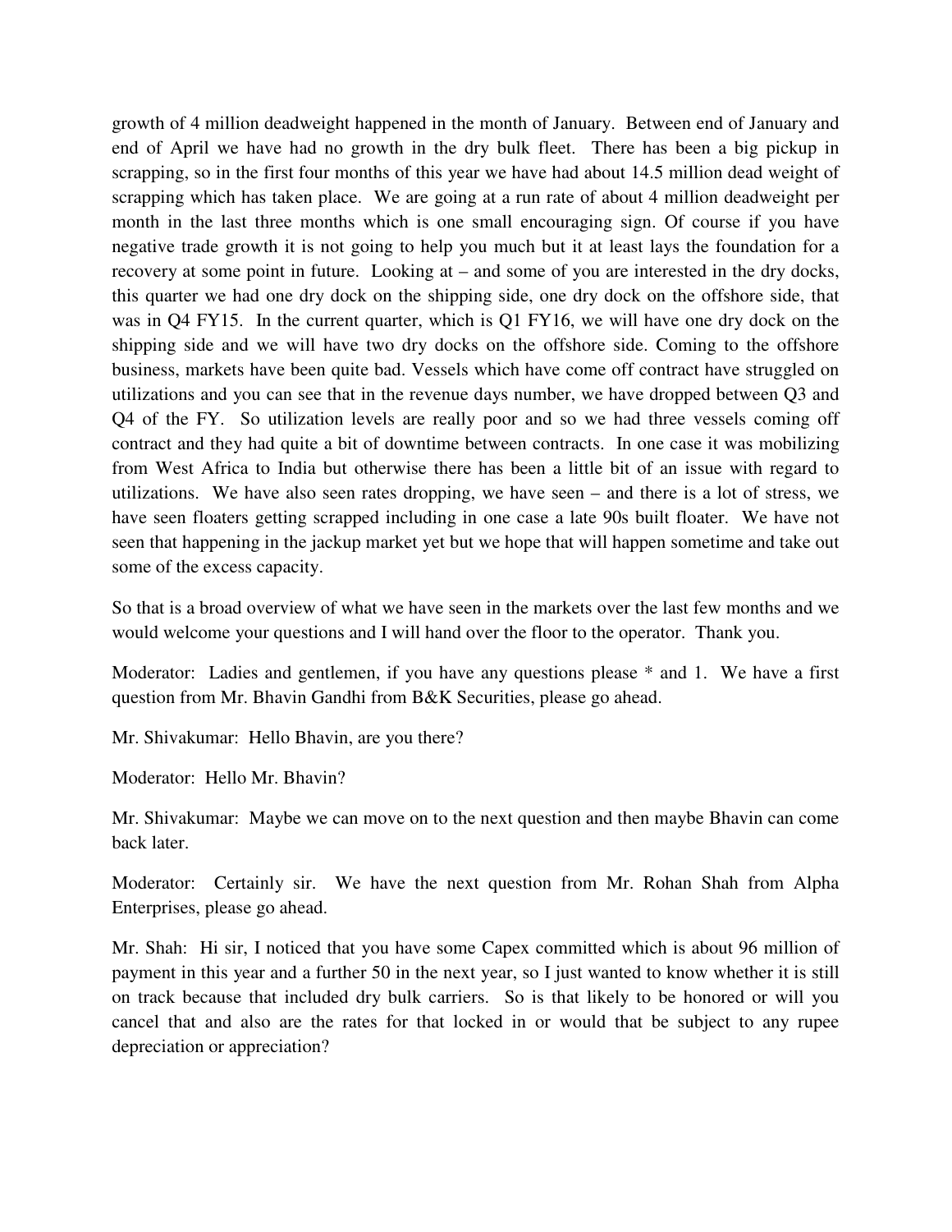growth of 4 million deadweight happened in the month of January. Between end of January and end of April we have had no growth in the dry bulk fleet. There has been a big pickup in scrapping, so in the first four months of this year we have had about 14.5 million dead weight of scrapping which has taken place. We are going at a run rate of about 4 million deadweight per month in the last three months which is one small encouraging sign. Of course if you have negative trade growth it is not going to help you much but it at least lays the foundation for a recovery at some point in future. Looking at – and some of you are interested in the dry docks, this quarter we had one dry dock on the shipping side, one dry dock on the offshore side, that was in Q4 FY15. In the current quarter, which is Q1 FY16, we will have one dry dock on the shipping side and we will have two dry docks on the offshore side. Coming to the offshore business, markets have been quite bad. Vessels which have come off contract have struggled on utilizations and you can see that in the revenue days number, we have dropped between Q3 and Q4 of the FY. So utilization levels are really poor and so we had three vessels coming off contract and they had quite a bit of downtime between contracts. In one case it was mobilizing from West Africa to India but otherwise there has been a little bit of an issue with regard to utilizations. We have also seen rates dropping, we have seen – and there is a lot of stress, we have seen floaters getting scrapped including in one case a late 90s built floater. We have not seen that happening in the jackup market yet but we hope that will happen sometime and take out some of the excess capacity.

So that is a broad overview of what we have seen in the markets over the last few months and we would welcome your questions and I will hand over the floor to the operator. Thank you.

Moderator: Ladies and gentlemen, if you have any questions please * and 1. We have a first question from Mr. Bhavin Gandhi from B&K Securities, please go ahead.

Mr. Shivakumar: Hello Bhavin, are you there?

Moderator: Hello Mr. Bhavin?

Mr. Shivakumar: Maybe we can move on to the next question and then maybe Bhavin can come back later.

Moderator: Certainly sir. We have the next question from Mr. Rohan Shah from Alpha Enterprises, please go ahead.

Mr. Shah: Hi sir, I noticed that you have some Capex committed which is about 96 million of payment in this year and a further 50 in the next year, so I just wanted to know whether it is still on track because that included dry bulk carriers. So is that likely to be honored or will you cancel that and also are the rates for that locked in or would that be subject to any rupee depreciation or appreciation?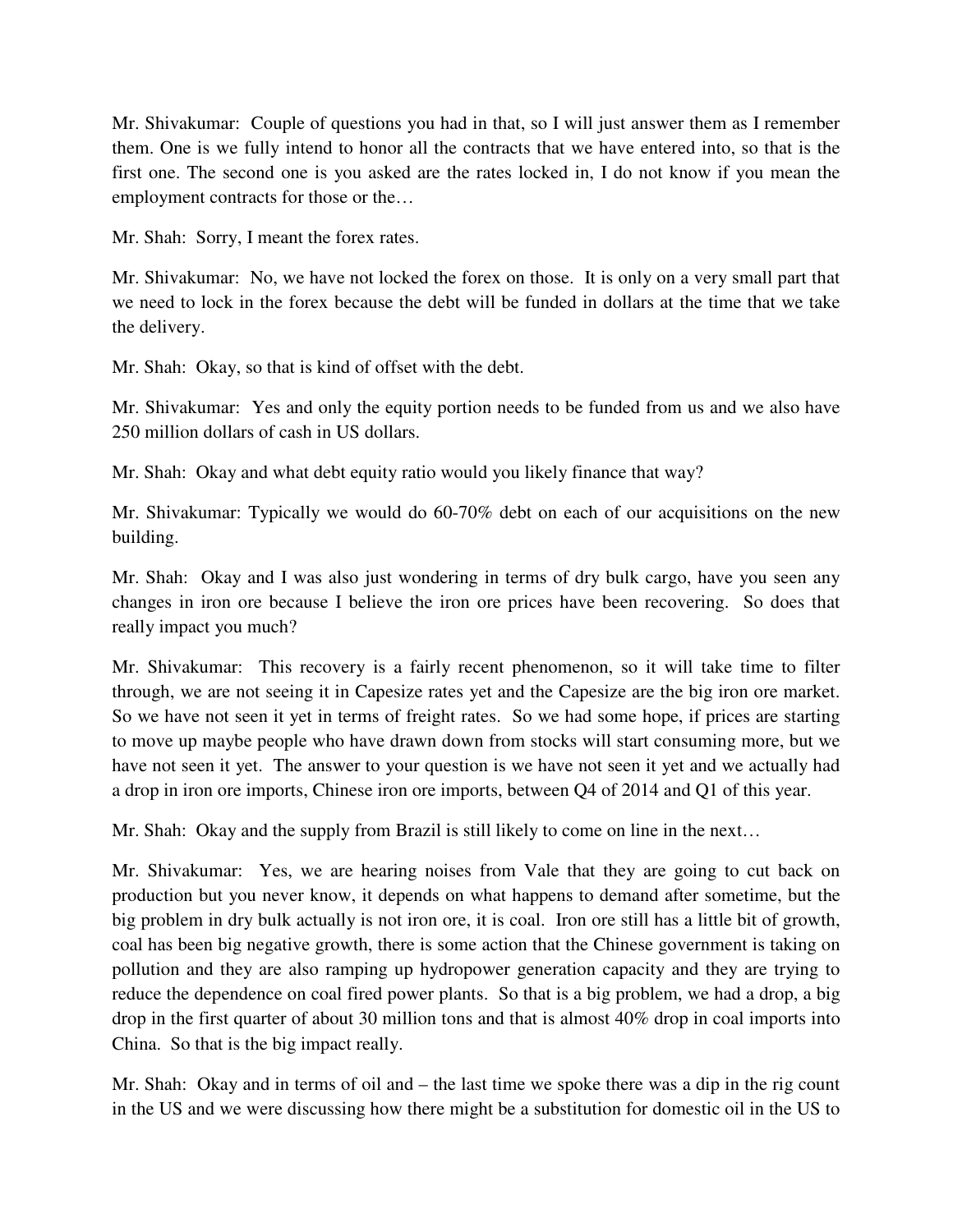Mr. Shivakumar: Couple of questions you had in that, so I will just answer them as I remember them. One is we fully intend to honor all the contracts that we have entered into, so that is the first one. The second one is you asked are the rates locked in, I do not know if you mean the employment contracts for those or the…

Mr. Shah: Sorry, I meant the forex rates.

Mr. Shivakumar: No, we have not locked the forex on those. It is only on a very small part that we need to lock in the forex because the debt will be funded in dollars at the time that we take the delivery.

Mr. Shah: Okay, so that is kind of offset with the debt.

Mr. Shivakumar: Yes and only the equity portion needs to be funded from us and we also have 250 million dollars of cash in US dollars.

Mr. Shah: Okay and what debt equity ratio would you likely finance that way?

Mr. Shivakumar: Typically we would do 60-70% debt on each of our acquisitions on the new building.

Mr. Shah: Okay and I was also just wondering in terms of dry bulk cargo, have you seen any changes in iron ore because I believe the iron ore prices have been recovering. So does that really impact you much?

Mr. Shivakumar: This recovery is a fairly recent phenomenon, so it will take time to filter through, we are not seeing it in Capesize rates yet and the Capesize are the big iron ore market. So we have not seen it yet in terms of freight rates. So we had some hope, if prices are starting to move up maybe people who have drawn down from stocks will start consuming more, but we have not seen it yet. The answer to your question is we have not seen it yet and we actually had a drop in iron ore imports, Chinese iron ore imports, between Q4 of 2014 and Q1 of this year.

Mr. Shah: Okay and the supply from Brazil is still likely to come on line in the next…

Mr. Shivakumar: Yes, we are hearing noises from Vale that they are going to cut back on production but you never know, it depends on what happens to demand after sometime, but the big problem in dry bulk actually is not iron ore, it is coal. Iron ore still has a little bit of growth, coal has been big negative growth, there is some action that the Chinese government is taking on pollution and they are also ramping up hydropower generation capacity and they are trying to reduce the dependence on coal fired power plants. So that is a big problem, we had a drop, a big drop in the first quarter of about 30 million tons and that is almost 40% drop in coal imports into China. So that is the big impact really.

Mr. Shah: Okay and in terms of oil and – the last time we spoke there was a dip in the rig count in the US and we were discussing how there might be a substitution for domestic oil in the US to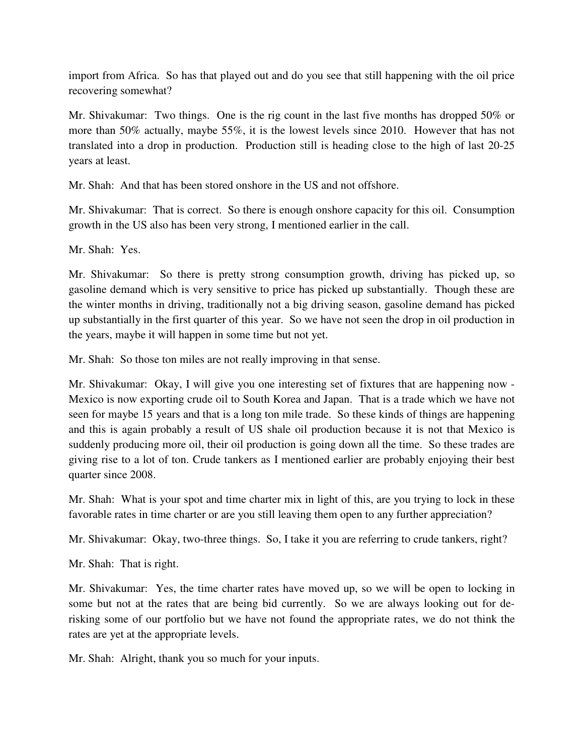import from Africa. So has that played out and do you see that still happening with the oil price recovering somewhat?

Mr. Shivakumar: Two things. One is the rig count in the last five months has dropped 50% or more than 50% actually, maybe 55%, it is the lowest levels since 2010. However that has not translated into a drop in production. Production still is heading close to the high of last 20-25 years at least.

Mr. Shah: And that has been stored onshore in the US and not offshore.

Mr. Shivakumar: That is correct. So there is enough onshore capacity for this oil. Consumption growth in the US also has been very strong, I mentioned earlier in the call.

Mr. Shah: Yes.

Mr. Shivakumar: So there is pretty strong consumption growth, driving has picked up, so gasoline demand which is very sensitive to price has picked up substantially. Though these are the winter months in driving, traditionally not a big driving season, gasoline demand has picked up substantially in the first quarter of this year. So we have not seen the drop in oil production in the years, maybe it will happen in some time but not yet.

Mr. Shah: So those ton miles are not really improving in that sense.

Mr. Shivakumar: Okay, I will give you one interesting set of fixtures that are happening now - Mexico is now exporting crude oil to South Korea and Japan. That is a trade which we have not seen for maybe 15 years and that is a long ton mile trade. So these kinds of things are happening and this is again probably a result of US shale oil production because it is not that Mexico is suddenly producing more oil, their oil production is going down all the time. So these trades are giving rise to a lot of ton. Crude tankers as I mentioned earlier are probably enjoying their best quarter since 2008.

Mr. Shah: What is your spot and time charter mix in light of this, are you trying to lock in these favorable rates in time charter or are you still leaving them open to any further appreciation?

Mr. Shivakumar: Okay, two-three things. So, I take it you are referring to crude tankers, right?

Mr. Shah: That is right.

Mr. Shivakumar: Yes, the time charter rates have moved up, so we will be open to locking in some but not at the rates that are being bid currently. So we are always looking out for de-risking some of our portfolio but we have not found the appropriate rates, we do not think the rates are yet at the appropriate levels.

Mr. Shah: Alright, thank you so much for your inputs.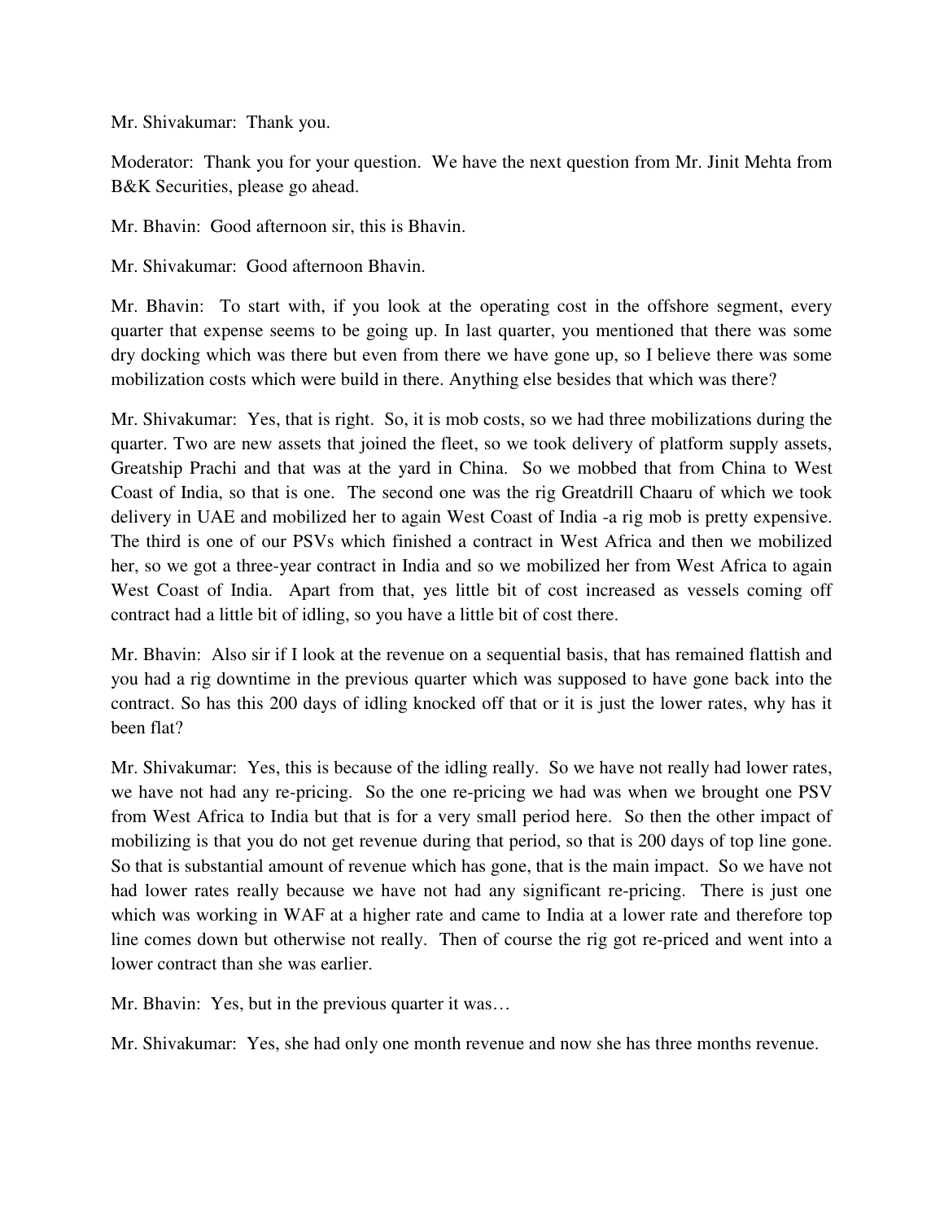Mr. Shivakumar: Thank you.

Moderator: Thank you for your question. We have the next question from Mr. Jinit Mehta from B&K Securities, please go ahead.

Mr. Bhavin: Good afternoon sir, this is Bhavin.

Mr. Shivakumar: Good afternoon Bhavin.

Mr. Bhavin: To start with, if you look at the operating cost in the offshore segment, every quarter that expense seems to be going up. In last quarter, you mentioned that there was some dry docking which was there but even from there we have gone up, so I believe there was some mobilization costs which were build in there. Anything else besides that which was there?

Mr. Shivakumar: Yes, that is right. So, it is mob costs, so we had three mobilizations during the quarter. Two are new assets that joined the fleet, so we took delivery of platform supply assets, Greatship Prachi and that was at the yard in China. So we mobbed that from China to West Coast of India, so that is one. The second one was the rig Greatdrill Chaaru of which we took delivery in UAE and mobilized her to again West Coast of India -a rig mob is pretty expensive. The third is one of our PSVs which finished a contract in West Africa and then we mobilized her, so we got a three-year contract in India and so we mobilized her from West Africa to again West Coast of India. Apart from that, yes little bit of cost increased as vessels coming off contract had a little bit of idling, so you have a little bit of cost there.

Mr. Bhavin: Also sir if I look at the revenue on a sequential basis, that has remained flattish and you had a rig downtime in the previous quarter which was supposed to have gone back into the contract. So has this 200 days of idling knocked off that or it is just the lower rates, why has it been flat?

Mr. Shivakumar: Yes, this is because of the idling really. So we have not really had lower rates, we have not had any re-pricing. So the one re-pricing we had was when we brought one PSV from West Africa to India but that is for a very small period here. So then the other impact of mobilizing is that you do not get revenue during that period, so that is 200 days of top line gone. So that is substantial amount of revenue which has gone, that is the main impact. So we have not had lower rates really because we have not had any significant re-pricing. There is just one which was working in WAF at a higher rate and came to India at a lower rate and therefore top line comes down but otherwise not really. Then of course the rig got re-priced and went into a lower contract than she was earlier.

Mr. Bhavin: Yes, but in the previous quarter it was…

Mr. Shivakumar: Yes, she had only one month revenue and now she has three months revenue.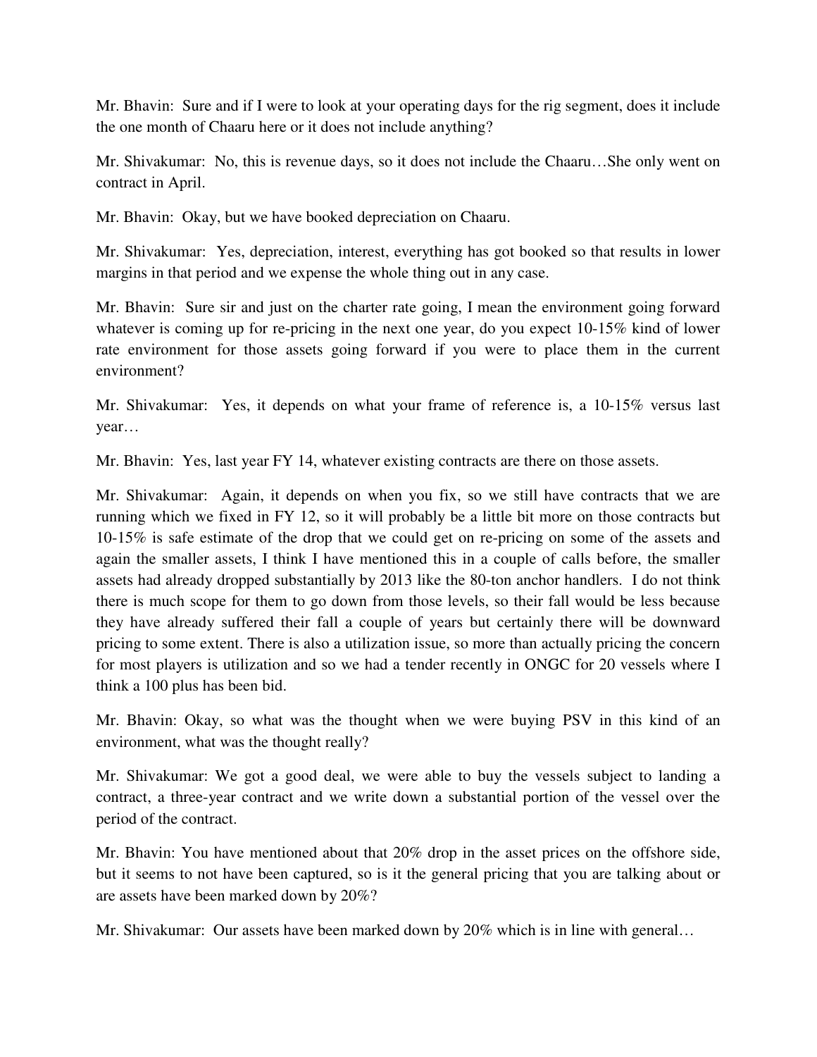Mr. Bhavin: Sure and if I were to look at your operating days for the rig segment, does it include the one month of Chaaru here or it does not include anything?

Mr. Shivakumar: No, this is revenue days, so it does not include the Chaaru…She only went on contract in April.

Mr. Bhavin: Okay, but we have booked depreciation on Chaaru.

Mr. Shivakumar: Yes, depreciation, interest, everything has got booked so that results in lower margins in that period and we expense the whole thing out in any case.

Mr. Bhavin: Sure sir and just on the charter rate going, I mean the environment going forward whatever is coming up for re-pricing in the next one year, do you expect 10-15% kind of lower rate environment for those assets going forward if you were to place them in the current environment?

Mr. Shivakumar: Yes, it depends on what your frame of reference is, a 10-15% versus last year…

Mr. Bhavin: Yes, last year FY 14, whatever existing contracts are there on those assets.

Mr. Shivakumar: Again, it depends on when you fix, so we still have contracts that we are running which we fixed in FY 12, so it will probably be a little bit more on those contracts but 10-15% is safe estimate of the drop that we could get on re-pricing on some of the assets and again the smaller assets, I think I have mentioned this in a couple of calls before, the smaller assets had already dropped substantially by 2013 like the 80-ton anchor handlers. I do not think there is much scope for them to go down from those levels, so their fall would be less because they have already suffered their fall a couple of years but certainly there will be downward pricing to some extent. There is also a utilization issue, so more than actually pricing the concern for most players is utilization and so we had a tender recently in ONGC for 20 vessels where I think a 100 plus has been bid.

Mr. Bhavin: Okay, so what was the thought when we were buying PSV in this kind of an environment, what was the thought really?

Mr. Shivakumar: We got a good deal, we were able to buy the vessels subject to landing a contract, a three-year contract and we write down a substantial portion of the vessel over the period of the contract.

Mr. Bhavin: You have mentioned about that 20% drop in the asset prices on the offshore side, but it seems to not have been captured, so is it the general pricing that you are talking about or are assets have been marked down by 20%?

Mr. Shivakumar: Our assets have been marked down by 20% which is in line with general…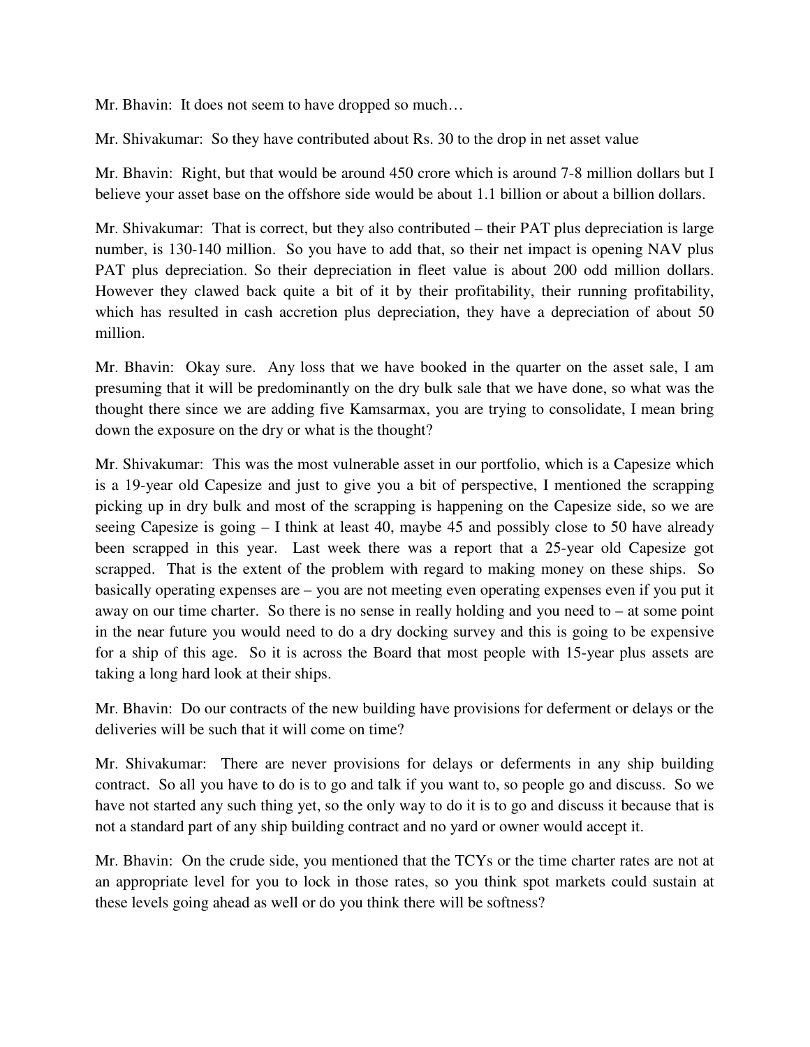Mr. Bhavin: It does not seem to have dropped so much…

Mr. Shivakumar: So they have contributed about Rs. 30 to the drop in net asset value

Mr. Bhavin: Right, but that would be around 450 crore which is around 7-8 million dollars but I believe your asset base on the offshore side would be about 1.1 billion or about a billion dollars.

Mr. Shivakumar: That is correct, but they also contributed – their PAT plus depreciation is large number, is 130-140 million. So you have to add that, so their net impact is opening NAV plus PAT plus depreciation. So their depreciation in fleet value is about 200 odd million dollars. However they clawed back quite a bit of it by their profitability, their running profitability, which has resulted in cash accretion plus depreciation, they have a depreciation of about 50 million.

Mr. Bhavin: Okay sure. Any loss that we have booked in the quarter on the asset sale, I am presuming that it will be predominantly on the dry bulk sale that we have done, so what was the thought there since we are adding five Kamsarmax, you are trying to consolidate, I mean bring down the exposure on the dry or what is the thought?

Mr. Shivakumar: This was the most vulnerable asset in our portfolio, which is a Capesize which is a 19-year old Capesize and just to give you a bit of perspective, I mentioned the scrapping picking up in dry bulk and most of the scrapping is happening on the Capesize side, so we are seeing Capesize is going – I think at least 40, maybe 45 and possibly close to 50 have already been scrapped in this year. Last week there was a report that a 25-year old Capesize got scrapped. That is the extent of the problem with regard to making money on these ships. So basically operating expenses are – you are not meeting even operating expenses even if you put it away on our time charter. So there is no sense in really holding and you need to – at some point in the near future you would need to do a dry docking survey and this is going to be expensive for a ship of this age. So it is across the Board that most people with 15-year plus assets are taking a long hard look at their ships.

Mr. Bhavin: Do our contracts of the new building have provisions for deferment or delays or the deliveries will be such that it will come on time?

Mr. Shivakumar: There are never provisions for delays or deferments in any ship building contract. So all you have to do is to go and talk if you want to, so people go and discuss. So we have not started any such thing yet, so the only way to do it is to go and discuss it because that is not a standard part of any ship building contract and no yard or owner would accept it.

Mr. Bhavin: On the crude side, you mentioned that the TCYs or the time charter rates are not at an appropriate level for you to lock in those rates, so you think spot markets could sustain at these levels going ahead as well or do you think there will be softness?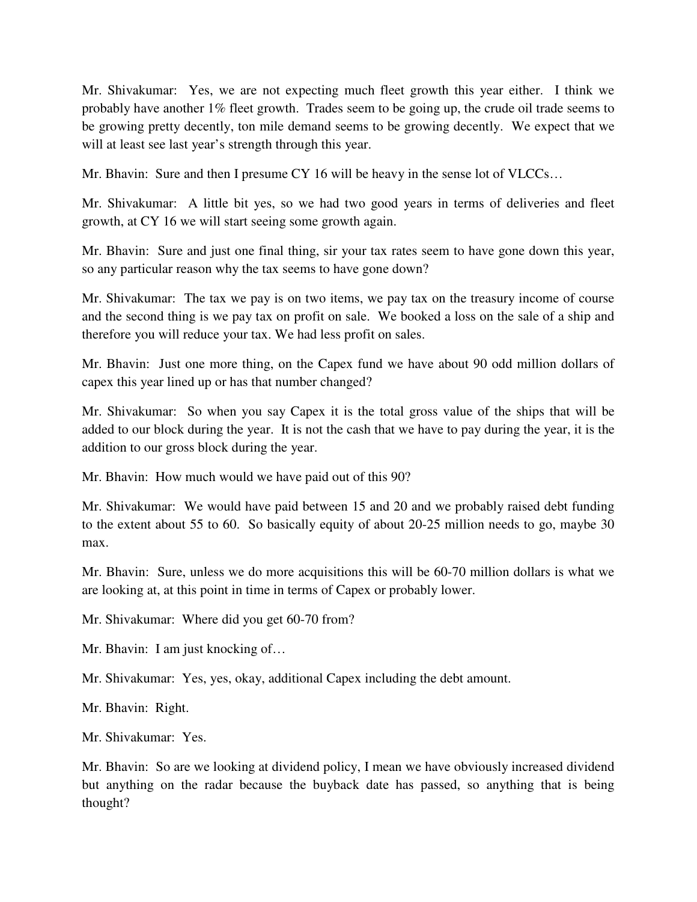Mr. Shivakumar: Yes, we are not expecting much fleet growth this year either. I think we probably have another 1% fleet growth. Trades seem to be going up, the crude oil trade seems to be growing pretty decently, ton mile demand seems to be growing decently. We expect that we will at least see last year's strength through this year.

Mr. Bhavin: Sure and then I presume CY 16 will be heavy in the sense lot of VLCCs…

Mr. Shivakumar: A little bit yes, so we had two good years in terms of deliveries and fleet growth, at CY 16 we will start seeing some growth again.

Mr. Bhavin: Sure and just one final thing, sir your tax rates seem to have gone down this year, so any particular reason why the tax seems to have gone down?

Mr. Shivakumar: The tax we pay is on two items, we pay tax on the treasury income of course and the second thing is we pay tax on profit on sale. We booked a loss on the sale of a ship and therefore you will reduce your tax. We had less profit on sales.

Mr. Bhavin: Just one more thing, on the Capex fund we have about 90 odd million dollars of capex this year lined up or has that number changed?

Mr. Shivakumar: So when you say Capex it is the total gross value of the ships that will be added to our block during the year. It is not the cash that we have to pay during the year, it is the addition to our gross block during the year.

Mr. Bhavin: How much would we have paid out of this 90?

Mr. Shivakumar: We would have paid between 15 and 20 and we probably raised debt funding to the extent about 55 to 60. So basically equity of about 20-25 million needs to go, maybe 30 max.

Mr. Bhavin: Sure, unless we do more acquisitions this will be 60-70 million dollars is what we are looking at, at this point in time in terms of Capex or probably lower.

Mr. Shivakumar: Where did you get 60-70 from?

Mr. Bhavin: I am just knocking of…

Mr. Shivakumar: Yes, yes, okay, additional Capex including the debt amount.

Mr. Bhavin: Right.

Mr. Shivakumar: Yes.

Mr. Bhavin: So are we looking at dividend policy, I mean we have obviously increased dividend but anything on the radar because the buyback date has passed, so anything that is being thought?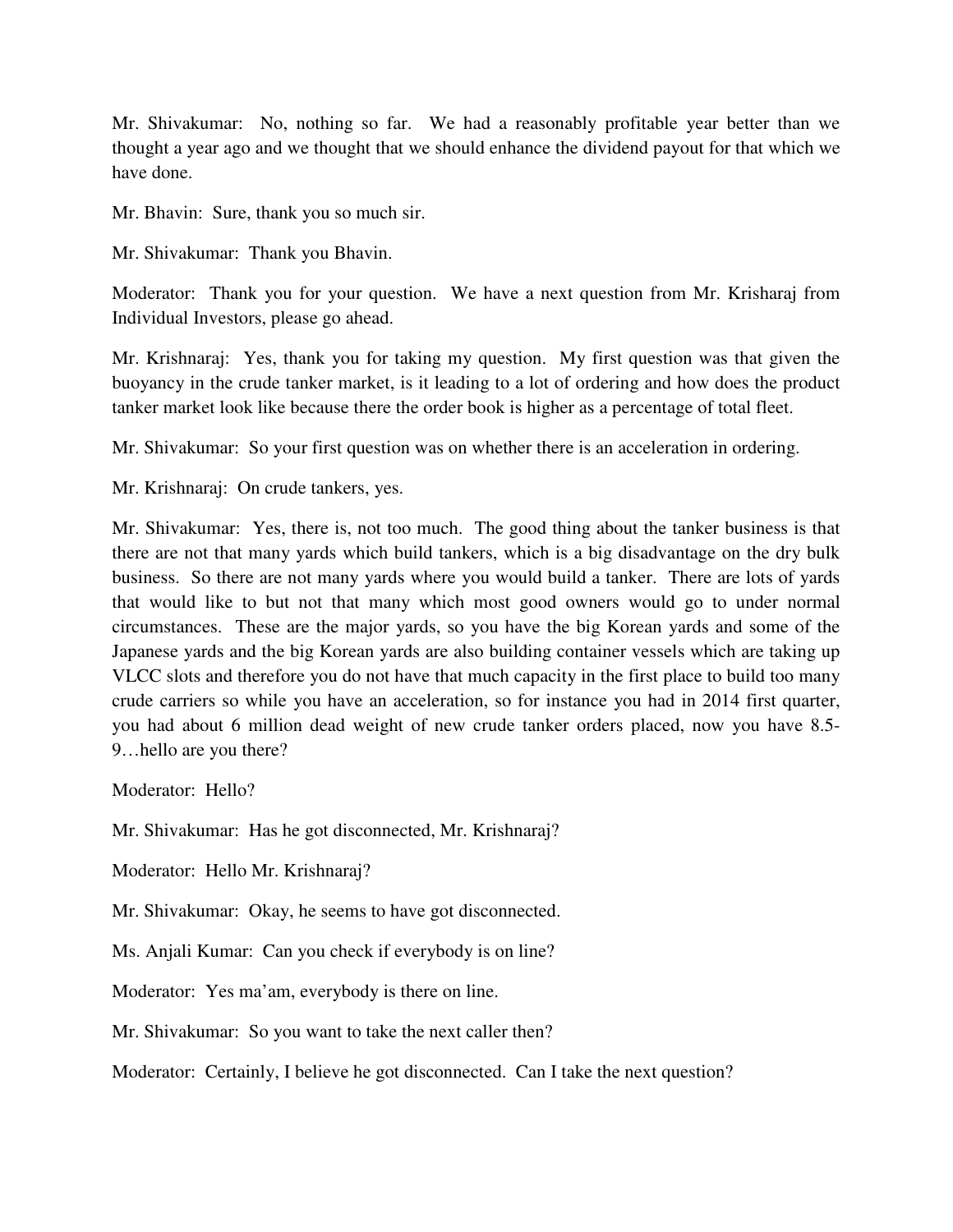Mr. Shivakumar: No, nothing so far. We had a reasonably profitable year better than we thought a year ago and we thought that we should enhance the dividend payout for that which we have done.

Mr. Bhavin: Sure, thank you so much sir.

Mr. Shivakumar: Thank you Bhavin.

Moderator: Thank you for your question. We have a next question from Mr. Krisharaj from Individual Investors, please go ahead.

Mr. Krishnaraj: Yes, thank you for taking my question. My first question was that given the buoyancy in the crude tanker market, is it leading to a lot of ordering and how does the product tanker market look like because there the order book is higher as a percentage of total fleet.

Mr. Shivakumar: So your first question was on whether there is an acceleration in ordering.

Mr. Krishnaraj: On crude tankers, yes.

Mr. Shivakumar: Yes, there is, not too much. The good thing about the tanker business is that there are not that many yards which build tankers, which is a big disadvantage on the dry bulk business. So there are not many yards where you would build a tanker. There are lots of yards that would like to but not that many which most good owners would go to under normal circumstances. These are the major yards, so you have the big Korean yards and some of the Japanese yards and the big Korean yards are also building container vessels which are taking up VLCC slots and therefore you do not have that much capacity in the first place to build too many crude carriers so while you have an acceleration, so for instance you had in 2014 first quarter, you had about 6 million dead weight of new crude tanker orders placed, now you have 8.5-9…hello are you there?

Moderator: Hello?

Mr. Shivakumar: Has he got disconnected, Mr. Krishnaraj?

Moderator: Hello Mr. Krishnaraj?

Mr. Shivakumar: Okay, he seems to have got disconnected.

Ms. Anjali Kumar: Can you check if everybody is on line?

Moderator: Yes ma'am, everybody is there on line.

Mr. Shivakumar: So you want to take the next caller then?

Moderator: Certainly, I believe he got disconnected. Can I take the next question?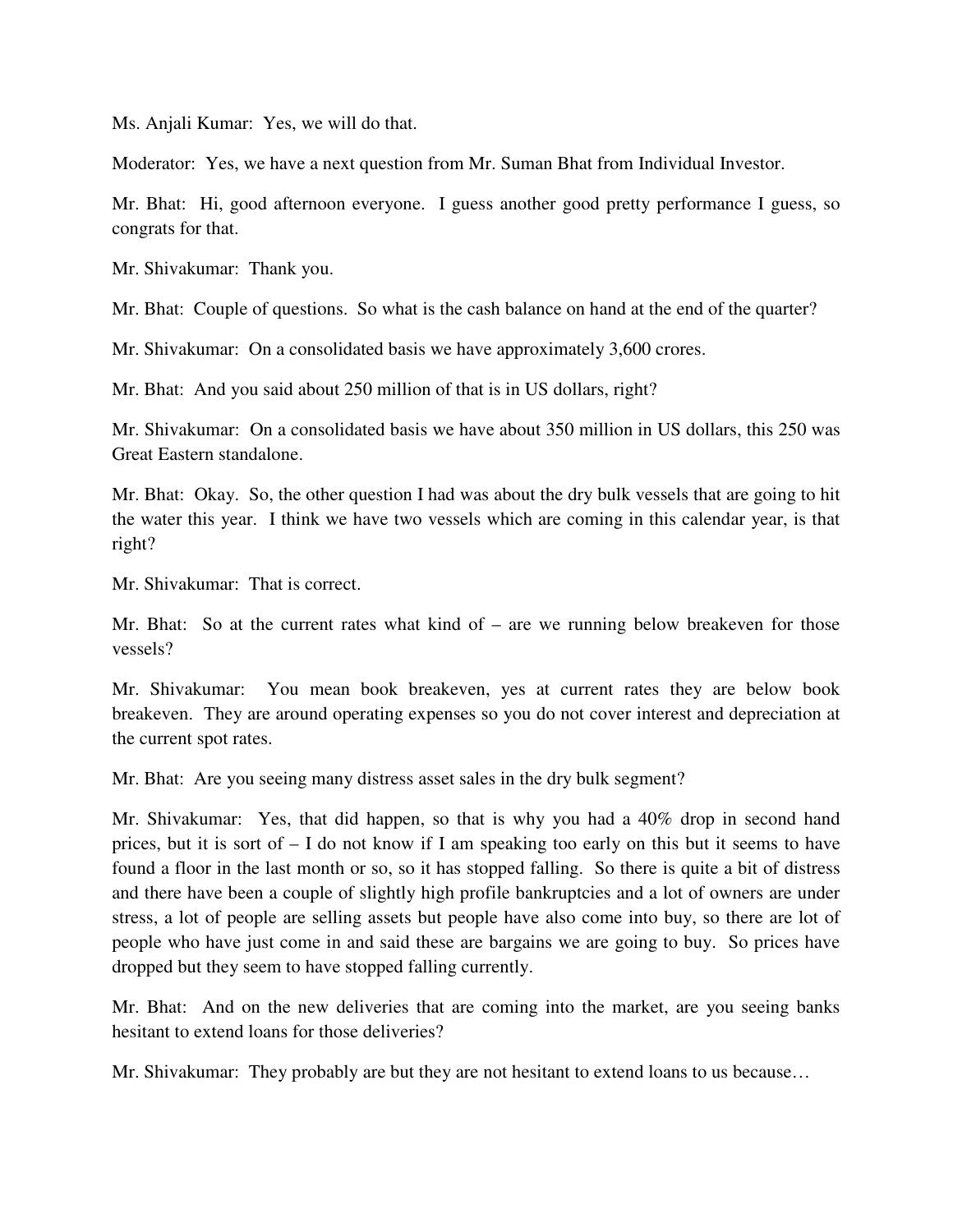Ms. Anjali Kumar: Yes, we will do that.

Moderator: Yes, we have a next question from Mr. Suman Bhat from Individual Investor.

Mr. Bhat: Hi, good afternoon everyone. I guess another good pretty performance I guess, so congrats for that.

Mr. Shivakumar: Thank you.

Mr. Bhat: Couple of questions. So what is the cash balance on hand at the end of the quarter?

Mr. Shivakumar: On a consolidated basis we have approximately 3,600 crores.

Mr. Bhat: And you said about 250 million of that is in US dollars, right?

Mr. Shivakumar: On a consolidated basis we have about 350 million in US dollars, this 250 was Great Eastern standalone.

Mr. Bhat: Okay. So, the other question I had was about the dry bulk vessels that are going to hit the water this year. I think we have two vessels which are coming in this calendar year, is that right?

Mr. Shivakumar: That is correct.

Mr. Bhat: So at the current rates what kind of – are we running below breakeven for those vessels?

Mr. Shivakumar: You mean book breakeven, yes at current rates they are below book breakeven. They are around operating expenses so you do not cover interest and depreciation at the current spot rates.

Mr. Bhat: Are you seeing many distress asset sales in the dry bulk segment?

Mr. Shivakumar: Yes, that did happen, so that is why you had a 40% drop in second hand prices, but it is sort of – I do not know if I am speaking too early on this but it seems to have found a floor in the last month or so, so it has stopped falling. So there is quite a bit of distress and there have been a couple of slightly high profile bankruptcies and a lot of owners are under stress, a lot of people are selling assets but people have also come into buy, so there are lot of people who have just come in and said these are bargains we are going to buy. So prices have dropped but they seem to have stopped falling currently.

Mr. Bhat: And on the new deliveries that are coming into the market, are you seeing banks hesitant to extend loans for those deliveries?

Mr. Shivakumar: They probably are but they are not hesitant to extend loans to us because…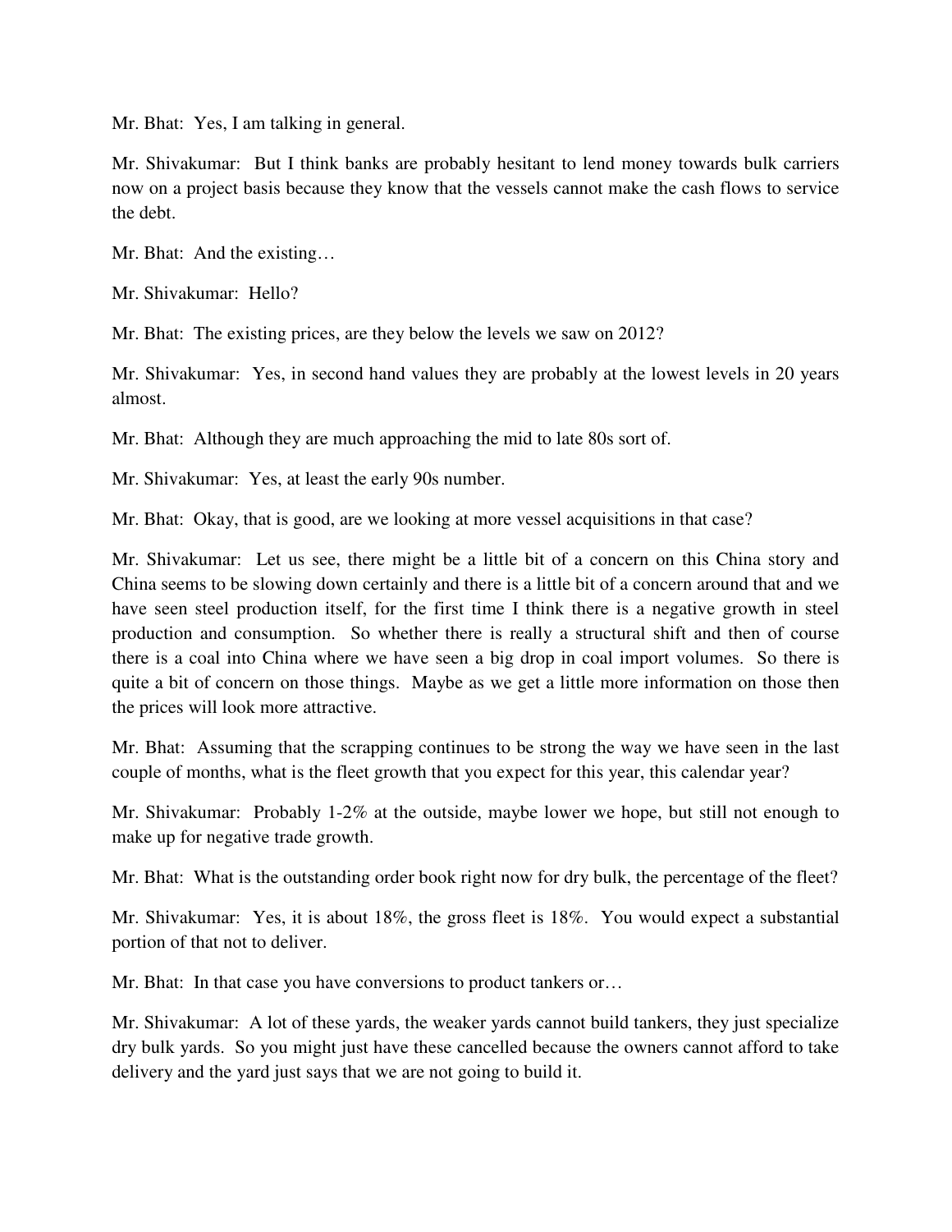Mr. Bhat: Yes, I am talking in general.

Mr. Shivakumar: But I think banks are probably hesitant to lend money towards bulk carriers now on a project basis because they know that the vessels cannot make the cash flows to service the debt.

Mr. Bhat: And the existing…

Mr. Shivakumar: Hello?

Mr. Bhat: The existing prices, are they below the levels we saw on 2012?

Mr. Shivakumar: Yes, in second hand values they are probably at the lowest levels in 20 years almost.

Mr. Bhat: Although they are much approaching the mid to late 80s sort of.

Mr. Shivakumar: Yes, at least the early 90s number.

Mr. Bhat: Okay, that is good, are we looking at more vessel acquisitions in that case?

Mr. Shivakumar: Let us see, there might be a little bit of a concern on this China story and China seems to be slowing down certainly and there is a little bit of a concern around that and we have seen steel production itself, for the first time I think there is a negative growth in steel production and consumption. So whether there is really a structural shift and then of course there is a coal into China where we have seen a big drop in coal import volumes. So there is quite a bit of concern on those things. Maybe as we get a little more information on those then the prices will look more attractive.

Mr. Bhat: Assuming that the scrapping continues to be strong the way we have seen in the last couple of months, what is the fleet growth that you expect for this year, this calendar year?

Mr. Shivakumar: Probably 1-2% at the outside, maybe lower we hope, but still not enough to make up for negative trade growth.

Mr. Bhat: What is the outstanding order book right now for dry bulk, the percentage of the fleet?

Mr. Shivakumar: Yes, it is about 18%, the gross fleet is 18%. You would expect a substantial portion of that not to deliver.

Mr. Bhat: In that case you have conversions to product tankers or…

Mr. Shivakumar: A lot of these yards, the weaker yards cannot build tankers, they just specialize dry bulk yards. So you might just have these cancelled because the owners cannot afford to take delivery and the yard just says that we are not going to build it.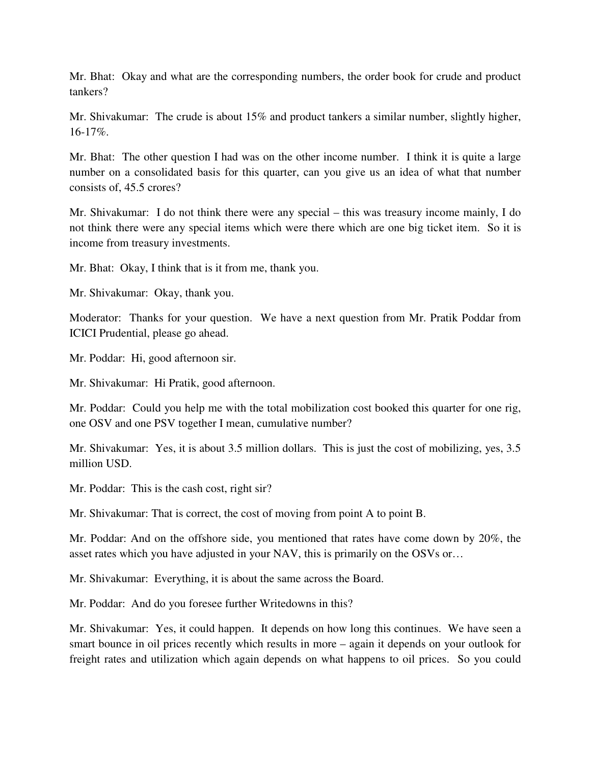Mr. Bhat: Okay and what are the corresponding numbers, the order book for crude and product tankers?

Mr. Shivakumar: The crude is about 15% and product tankers a similar number, slightly higher, 16-17%.

Mr. Bhat: The other question I had was on the other income number. I think it is quite a large number on a consolidated basis for this quarter, can you give us an idea of what that number consists of, 45.5 crores?

Mr. Shivakumar: I do not think there were any special – this was treasury income mainly, I do not think there were any special items which were there which are one big ticket item. So it is income from treasury investments.

Mr. Bhat: Okay, I think that is it from me, thank you.

Mr. Shivakumar: Okay, thank you.

Moderator: Thanks for your question. We have a next question from Mr. Pratik Poddar from ICICI Prudential, please go ahead.

Mr. Poddar: Hi, good afternoon sir.

Mr. Shivakumar: Hi Pratik, good afternoon.

Mr. Poddar: Could you help me with the total mobilization cost booked this quarter for one rig, one OSV and one PSV together I mean, cumulative number?

Mr. Shivakumar: Yes, it is about 3.5 million dollars. This is just the cost of mobilizing, yes, 3.5 million USD.

Mr. Poddar: This is the cash cost, right sir?

Mr. Shivakumar: That is correct, the cost of moving from point A to point B.

Mr. Poddar: And on the offshore side, you mentioned that rates have come down by 20%, the asset rates which you have adjusted in your NAV, this is primarily on the OSVs or…

Mr. Shivakumar: Everything, it is about the same across the Board.

Mr. Poddar: And do you foresee further Writedowns in this?

Mr. Shivakumar: Yes, it could happen. It depends on how long this continues. We have seen a smart bounce in oil prices recently which results in more – again it depends on your outlook for freight rates and utilization which again depends on what happens to oil prices. So you could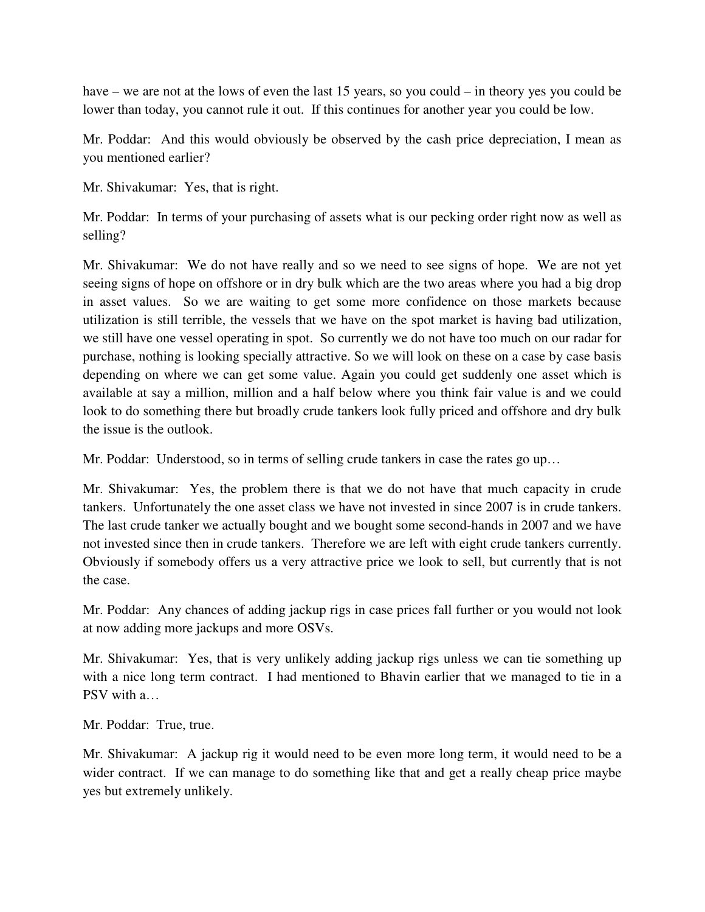have – we are not at the lows of even the last 15 years, so you could – in theory yes you could be lower than today, you cannot rule it out. If this continues for another year you could be low.

Mr. Poddar: And this would obviously be observed by the cash price depreciation, I mean as you mentioned earlier?

Mr. Shivakumar: Yes, that is right.

Mr. Poddar: In terms of your purchasing of assets what is our pecking order right now as well as selling?

Mr. Shivakumar: We do not have really and so we need to see signs of hope. We are not yet seeing signs of hope on offshore or in dry bulk which are the two areas where you had a big drop in asset values. So we are waiting to get some more confidence on those markets because utilization is still terrible, the vessels that we have on the spot market is having bad utilization, we still have one vessel operating in spot. So currently we do not have too much on our radar for purchase, nothing is looking specially attractive. So we will look on these on a case by case basis depending on where we can get some value. Again you could get suddenly one asset which is available at say a million, million and a half below where you think fair value is and we could look to do something there but broadly crude tankers look fully priced and offshore and dry bulk the issue is the outlook.

Mr. Poddar: Understood, so in terms of selling crude tankers in case the rates go up…

Mr. Shivakumar: Yes, the problem there is that we do not have that much capacity in crude tankers. Unfortunately the one asset class we have not invested in since 2007 is in crude tankers. The last crude tanker we actually bought and we bought some second-hands in 2007 and we have not invested since then in crude tankers. Therefore we are left with eight crude tankers currently. Obviously if somebody offers us a very attractive price we look to sell, but currently that is not the case.

Mr. Poddar: Any chances of adding jackup rigs in case prices fall further or you would not look at now adding more jackups and more OSVs.

Mr. Shivakumar: Yes, that is very unlikely adding jackup rigs unless we can tie something up with a nice long term contract. I had mentioned to Bhavin earlier that we managed to tie in a PSV with a…

Mr. Poddar: True, true.

Mr. Shivakumar: A jackup rig it would need to be even more long term, it would need to be a wider contract. If we can manage to do something like that and get a really cheap price maybe yes but extremely unlikely.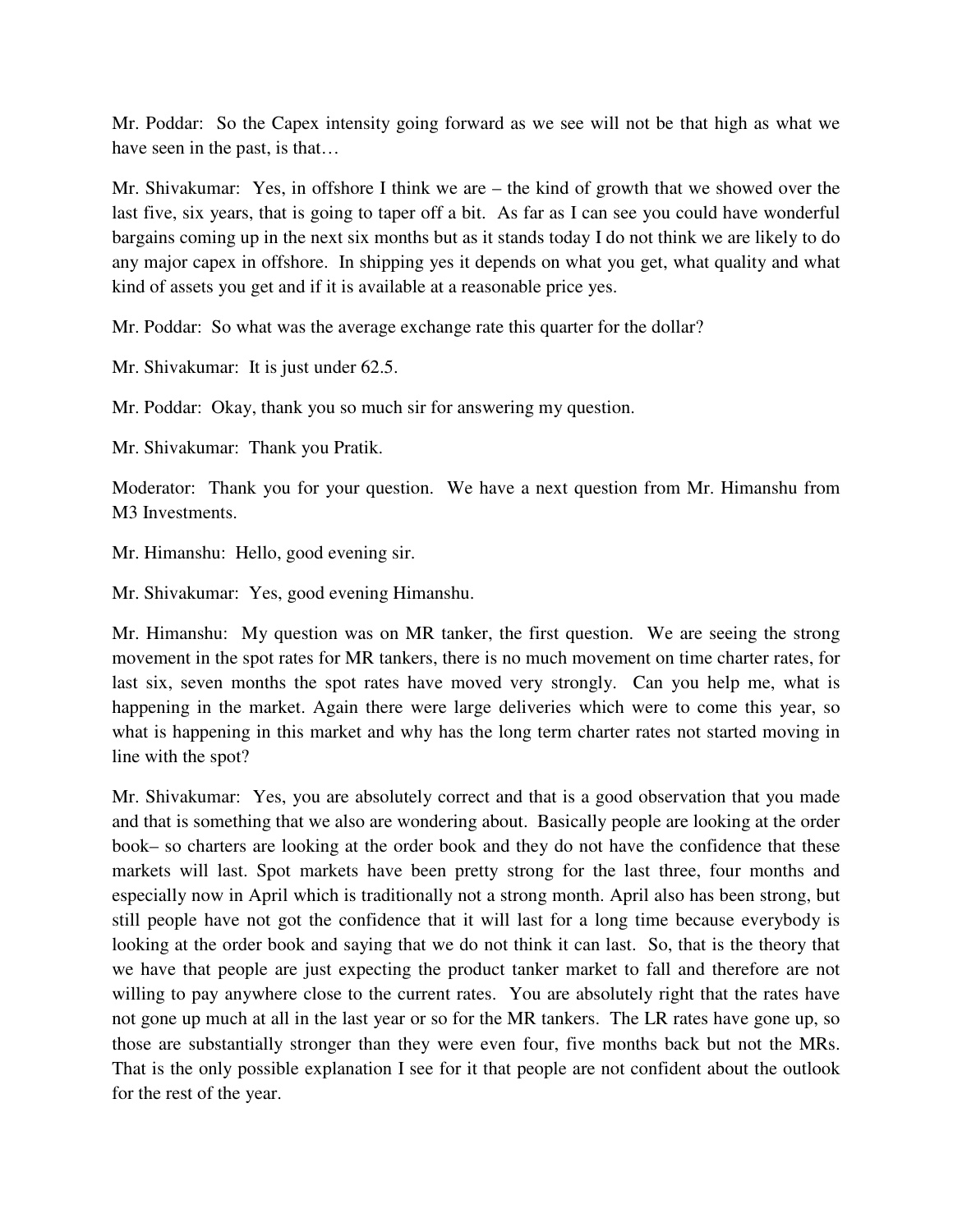Mr. Poddar: So the Capex intensity going forward as we see will not be that high as what we have seen in the past, is that…

Mr. Shivakumar: Yes, in offshore I think we are – the kind of growth that we showed over the last five, six years, that is going to taper off a bit. As far as I can see you could have wonderful bargains coming up in the next six months but as it stands today I do not think we are likely to do any major capex in offshore. In shipping yes it depends on what you get, what quality and what kind of assets you get and if it is available at a reasonable price yes.

Mr. Poddar: So what was the average exchange rate this quarter for the dollar?

Mr. Shivakumar: It is just under 62.5.

Mr. Poddar: Okay, thank you so much sir for answering my question.

Mr. Shivakumar: Thank you Pratik.

Moderator: Thank you for your question. We have a next question from Mr. Himanshu from M3 Investments.

Mr. Himanshu: Hello, good evening sir.

Mr. Shivakumar: Yes, good evening Himanshu.

Mr. Himanshu: My question was on MR tanker, the first question. We are seeing the strong movement in the spot rates for MR tankers, there is no much movement on time charter rates, for last six, seven months the spot rates have moved very strongly. Can you help me, what is happening in the market. Again there were large deliveries which were to come this year, so what is happening in this market and why has the long term charter rates not started moving in line with the spot?

Mr. Shivakumar: Yes, you are absolutely correct and that is a good observation that you made and that is something that we also are wondering about. Basically people are looking at the order book– so charters are looking at the order book and they do not have the confidence that these markets will last. Spot markets have been pretty strong for the last three, four months and especially now in April which is traditionally not a strong month. April also has been strong, but still people have not got the confidence that it will last for a long time because everybody is looking at the order book and saying that we do not think it can last. So, that is the theory that we have that people are just expecting the product tanker market to fall and therefore are not willing to pay anywhere close to the current rates. You are absolutely right that the rates have not gone up much at all in the last year or so for the MR tankers. The LR rates have gone up, so those are substantially stronger than they were even four, five months back but not the MRs. That is the only possible explanation I see for it that people are not confident about the outlook for the rest of the year.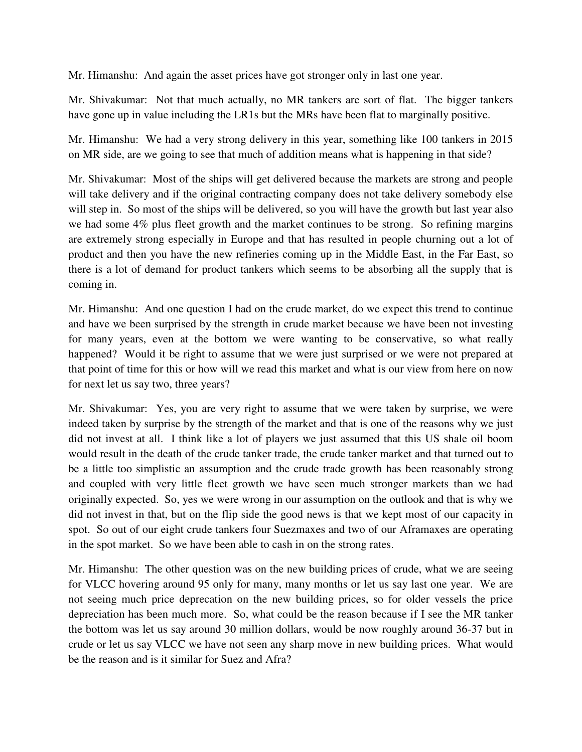Mr. Himanshu: And again the asset prices have got stronger only in last one year.

Mr. Shivakumar: Not that much actually, no MR tankers are sort of flat. The bigger tankers have gone up in value including the LR1s but the MRs have been flat to marginally positive.

Mr. Himanshu: We had a very strong delivery in this year, something like 100 tankers in 2015 on MR side, are we going to see that much of addition means what is happening in that side?

Mr. Shivakumar: Most of the ships will get delivered because the markets are strong and people will take delivery and if the original contracting company does not take delivery somebody else will step in. So most of the ships will be delivered, so you will have the growth but last year also we had some 4% plus fleet growth and the market continues to be strong. So refining margins are extremely strong especially in Europe and that has resulted in people churning out a lot of product and then you have the new refineries coming up in the Middle East, in the Far East, so there is a lot of demand for product tankers which seems to be absorbing all the supply that is coming in.

Mr. Himanshu: And one question I had on the crude market, do we expect this trend to continue and have we been surprised by the strength in crude market because we have been not investing for many years, even at the bottom we were wanting to be conservative, so what really happened? Would it be right to assume that we were just surprised or we were not prepared at that point of time for this or how will we read this market and what is our view from here on now for next let us say two, three years?

Mr. Shivakumar: Yes, you are very right to assume that we were taken by surprise, we were indeed taken by surprise by the strength of the market and that is one of the reasons why we just did not invest at all. I think like a lot of players we just assumed that this US shale oil boom would result in the death of the crude tanker trade, the crude tanker market and that turned out to be a little too simplistic an assumption and the crude trade growth has been reasonably strong and coupled with very little fleet growth we have seen much stronger markets than we had originally expected. So, yes we were wrong in our assumption on the outlook and that is why we did not invest in that, but on the flip side the good news is that we kept most of our capacity in spot. So out of our eight crude tankers four Suezmaxes and two of our Aframaxes are operating in the spot market. So we have been able to cash in on the strong rates.

Mr. Himanshu: The other question was on the new building prices of crude, what we are seeing for VLCC hovering around 95 only for many, many months or let us say last one year. We are not seeing much price deprecation on the new building prices, so for older vessels the price depreciation has been much more. So, what could be the reason because if I see the MR tanker the bottom was let us say around 30 million dollars, would be now roughly around 36-37 but in crude or let us say VLCC we have not seen any sharp move in new building prices. What would be the reason and is it similar for Suez and Afra?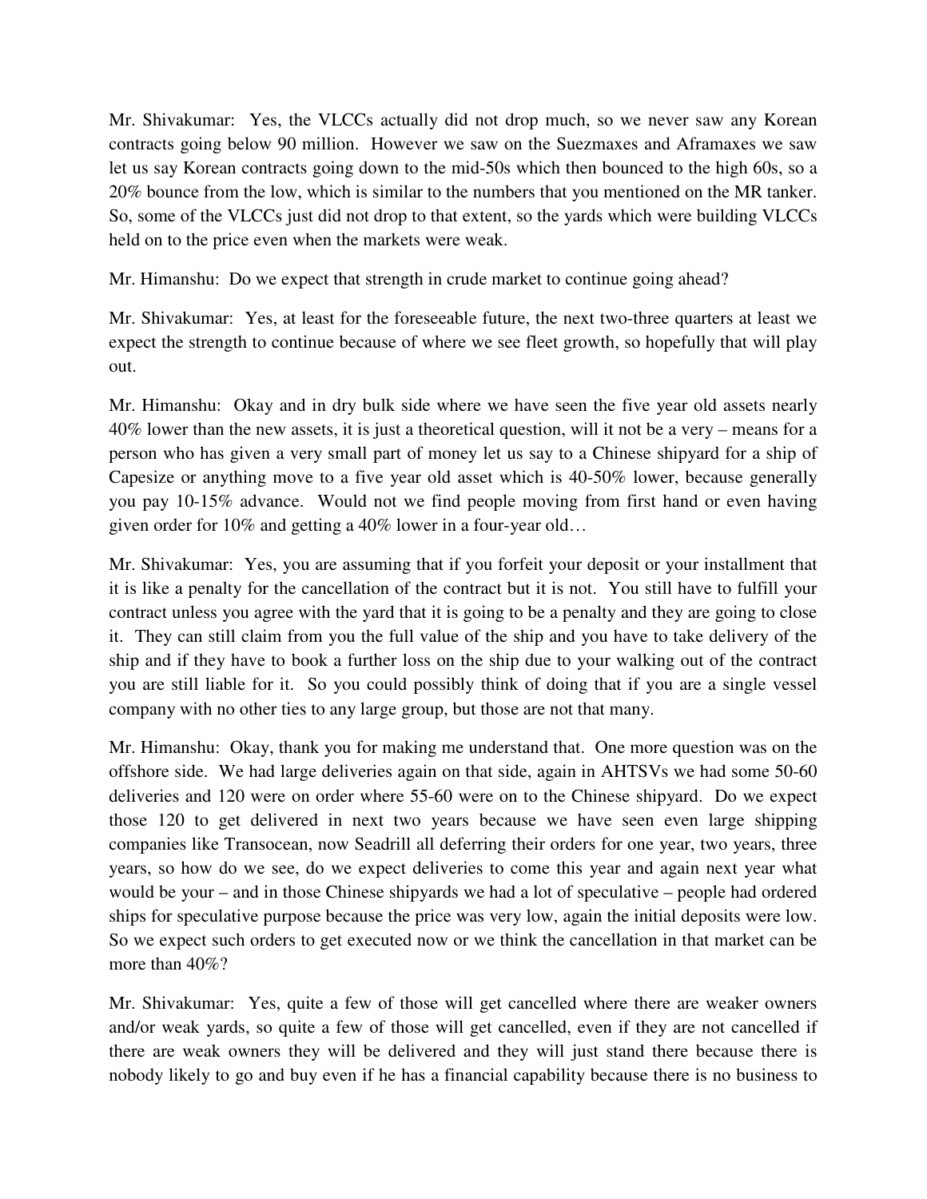Mr. Shivakumar: Yes, the VLCCs actually did not drop much, so we never saw any Korean contracts going below 90 million. However we saw on the Suezmaxes and Aframaxes we saw let us say Korean contracts going down to the mid-50s which then bounced to the high 60s, so a 20% bounce from the low, which is similar to the numbers that you mentioned on the MR tanker. So, some of the VLCCs just did not drop to that extent, so the yards which were building VLCCs held on to the price even when the markets were weak.

Mr. Himanshu: Do we expect that strength in crude market to continue going ahead?

Mr. Shivakumar: Yes, at least for the foreseeable future, the next two-three quarters at least we expect the strength to continue because of where we see fleet growth, so hopefully that will play out.

Mr. Himanshu: Okay and in dry bulk side where we have seen the five year old assets nearly 40% lower than the new assets, it is just a theoretical question, will it not be a very – means for a person who has given a very small part of money let us say to a Chinese shipyard for a ship of Capesize or anything move to a five year old asset which is 40-50% lower, because generally you pay 10-15% advance. Would not we find people moving from first hand or even having given order for 10% and getting a 40% lower in a four-year old…

Mr. Shivakumar: Yes, you are assuming that if you forfeit your deposit or your installment that it is like a penalty for the cancellation of the contract but it is not. You still have to fulfill your contract unless you agree with the yard that it is going to be a penalty and they are going to close it. They can still claim from you the full value of the ship and you have to take delivery of the ship and if they have to book a further loss on the ship due to your walking out of the contract you are still liable for it. So you could possibly think of doing that if you are a single vessel company with no other ties to any large group, but those are not that many.

Mr. Himanshu: Okay, thank you for making me understand that. One more question was on the offshore side. We had large deliveries again on that side, again in AHTSVs we had some 50-60 deliveries and 120 were on order where 55-60 were on to the Chinese shipyard. Do we expect those 120 to get delivered in next two years because we have seen even large shipping companies like Transocean, now Seadrill all deferring their orders for one year, two years, three years, so how do we see, do we expect deliveries to come this year and again next year what would be your – and in those Chinese shipyards we had a lot of speculative – people had ordered ships for speculative purpose because the price was very low, again the initial deposits were low. So we expect such orders to get executed now or we think the cancellation in that market can be more than 40%?

Mr. Shivakumar: Yes, quite a few of those will get cancelled where there are weaker owners and/or weak yards, so quite a few of those will get cancelled, even if they are not cancelled if there are weak owners they will be delivered and they will just stand there because there is nobody likely to go and buy even if he has a financial capability because there is no business to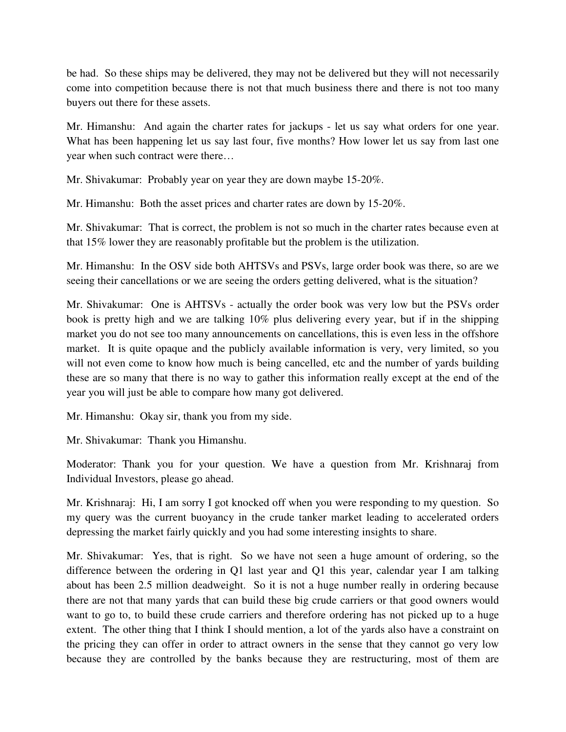be had. So these ships may be delivered, they may not be delivered but they will not necessarily come into competition because there is not that much business there and there is not too many buyers out there for these assets.

Mr. Himanshu: And again the charter rates for jackups - let us say what orders for one year. What has been happening let us say last four, five months? How lower let us say from last one year when such contract were there…

Mr. Shivakumar: Probably year on year they are down maybe 15-20%.

Mr. Himanshu: Both the asset prices and charter rates are down by 15-20%.

Mr. Shivakumar: That is correct, the problem is not so much in the charter rates because even at that 15% lower they are reasonably profitable but the problem is the utilization.

Mr. Himanshu: In the OSV side both AHTSVs and PSVs, large order book was there, so are we seeing their cancellations or we are seeing the orders getting delivered, what is the situation?

Mr. Shivakumar: One is AHTSVs - actually the order book was very low but the PSVs order book is pretty high and we are talking 10% plus delivering every year, but if in the shipping market you do not see too many announcements on cancellations, this is even less in the offshore market. It is quite opaque and the publicly available information is very, very limited, so you will not even come to know how much is being cancelled, etc and the number of yards building these are so many that there is no way to gather this information really except at the end of the year you will just be able to compare how many got delivered.

Mr. Himanshu: Okay sir, thank you from my side.

Mr. Shivakumar: Thank you Himanshu.

Moderator: Thank you for your question. We have a question from Mr. Krishnaraj from Individual Investors, please go ahead.

Mr. Krishnaraj: Hi, I am sorry I got knocked off when you were responding to my question. So my query was the current buoyancy in the crude tanker market leading to accelerated orders depressing the market fairly quickly and you had some interesting insights to share.

Mr. Shivakumar: Yes, that is right. So we have not seen a huge amount of ordering, so the difference between the ordering in Q1 last year and Q1 this year, calendar year I am talking about has been 2.5 million deadweight. So it is not a huge number really in ordering because there are not that many yards that can build these big crude carriers or that good owners would want to go to, to build these crude carriers and therefore ordering has not picked up to a huge extent. The other thing that I think I should mention, a lot of the yards also have a constraint on the pricing they can offer in order to attract owners in the sense that they cannot go very low because they are controlled by the banks because they are restructuring, most of them are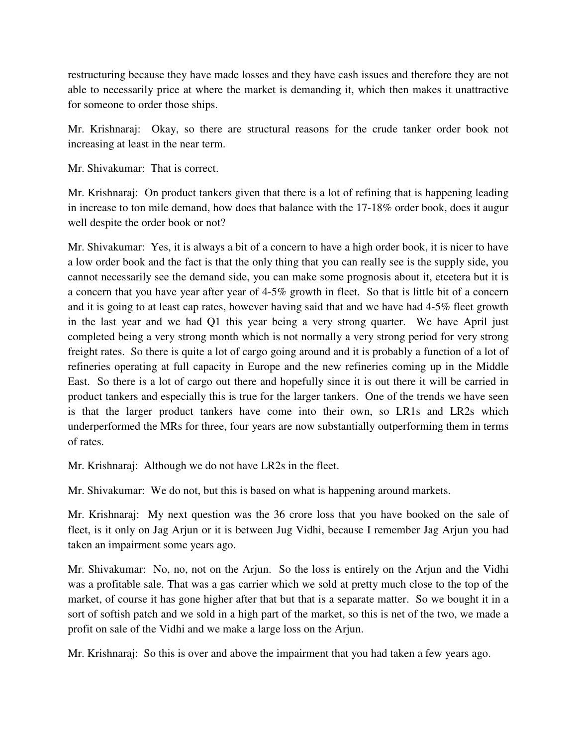restructuring because they have made losses and they have cash issues and therefore they are not able to necessarily price at where the market is demanding it, which then makes it unattractive for someone to order those ships.

Mr. Krishnaraj: Okay, so there are structural reasons for the crude tanker order book not increasing at least in the near term.

Mr. Shivakumar: That is correct.

Mr. Krishnaraj: On product tankers given that there is a lot of refining that is happening leading in increase to ton mile demand, how does that balance with the 17-18% order book, does it augur well despite the order book or not?

Mr. Shivakumar: Yes, it is always a bit of a concern to have a high order book, it is nicer to have a low order book and the fact is that the only thing that you can really see is the supply side, you cannot necessarily see the demand side, you can make some prognosis about it, etcetera but it is a concern that you have year after year of 4-5% growth in fleet. So that is little bit of a concern and it is going to at least cap rates, however having said that and we have had 4-5% fleet growth in the last year and we had Q1 this year being a very strong quarter. We have April just completed being a very strong month which is not normally a very strong period for very strong freight rates. So there is quite a lot of cargo going around and it is probably a function of a lot of refineries operating at full capacity in Europe and the new refineries coming up in the Middle East. So there is a lot of cargo out there and hopefully since it is out there it will be carried in product tankers and especially this is true for the larger tankers. One of the trends we have seen is that the larger product tankers have come into their own, so LR1s and LR2s which underperformed the MRs for three, four years are now substantially outperforming them in terms of rates.

Mr. Krishnaraj: Although we do not have LR2s in the fleet.

Mr. Shivakumar: We do not, but this is based on what is happening around markets.

Mr. Krishnaraj: My next question was the 36 crore loss that you have booked on the sale of fleet, is it only on Jag Arjun or it is between Jug Vidhi, because I remember Jag Arjun you had taken an impairment some years ago.

Mr. Shivakumar: No, no, not on the Arjun. So the loss is entirely on the Arjun and the Vidhi was a profitable sale. That was a gas carrier which we sold at pretty much close to the top of the market, of course it has gone higher after that but that is a separate matter. So we bought it in a sort of softish patch and we sold in a high part of the market, so this is net of the two, we made a profit on sale of the Vidhi and we make a large loss on the Arjun.

Mr. Krishnaraj: So this is over and above the impairment that you had taken a few years ago.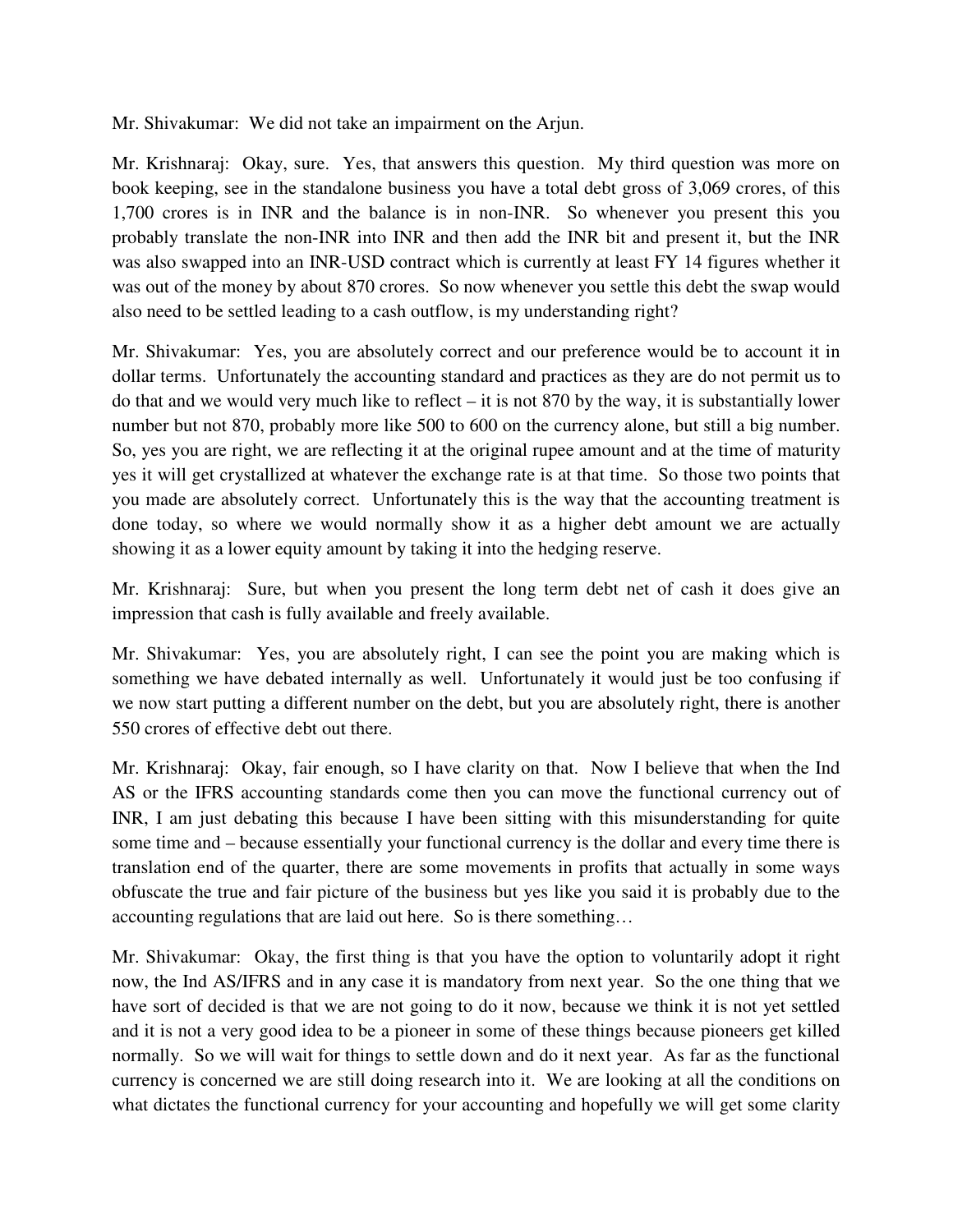Mr. Shivakumar: We did not take an impairment on the Arjun.

Mr. Krishnaraj: Okay, sure. Yes, that answers this question. My third question was more on book keeping, see in the standalone business you have a total debt gross of 3,069 crores, of this 1,700 crores is in INR and the balance is in non-INR. So whenever you present this you probably translate the non-INR into INR and then add the INR bit and present it, but the INR was also swapped into an INR-USD contract which is currently at least FY 14 figures whether it was out of the money by about 870 crores. So now whenever you settle this debt the swap would also need to be settled leading to a cash outflow, is my understanding right?

Mr. Shivakumar: Yes, you are absolutely correct and our preference would be to account it in dollar terms. Unfortunately the accounting standard and practices as they are do not permit us to do that and we would very much like to reflect – it is not 870 by the way, it is substantially lower number but not 870, probably more like 500 to 600 on the currency alone, but still a big number. So, yes you are right, we are reflecting it at the original rupee amount and at the time of maturity yes it will get crystallized at whatever the exchange rate is at that time. So those two points that you made are absolutely correct. Unfortunately this is the way that the accounting treatment is done today, so where we would normally show it as a higher debt amount we are actually showing it as a lower equity amount by taking it into the hedging reserve.

Mr. Krishnaraj: Sure, but when you present the long term debt net of cash it does give an impression that cash is fully available and freely available.

Mr. Shivakumar: Yes, you are absolutely right, I can see the point you are making which is something we have debated internally as well. Unfortunately it would just be too confusing if we now start putting a different number on the debt, but you are absolutely right, there is another 550 crores of effective debt out there.

Mr. Krishnaraj: Okay, fair enough, so I have clarity on that. Now I believe that when the Ind AS or the IFRS accounting standards come then you can move the functional currency out of INR, I am just debating this because I have been sitting with this misunderstanding for quite some time and – because essentially your functional currency is the dollar and every time there is translation end of the quarter, there are some movements in profits that actually in some ways obfuscate the true and fair picture of the business but yes like you said it is probably due to the accounting regulations that are laid out here. So is there something…

Mr. Shivakumar: Okay, the first thing is that you have the option to voluntarily adopt it right now, the Ind AS/IFRS and in any case it is mandatory from next year. So the one thing that we have sort of decided is that we are not going to do it now, because we think it is not yet settled and it is not a very good idea to be a pioneer in some of these things because pioneers get killed normally. So we will wait for things to settle down and do it next year. As far as the functional currency is concerned we are still doing research into it. We are looking at all the conditions on what dictates the functional currency for your accounting and hopefully we will get some clarity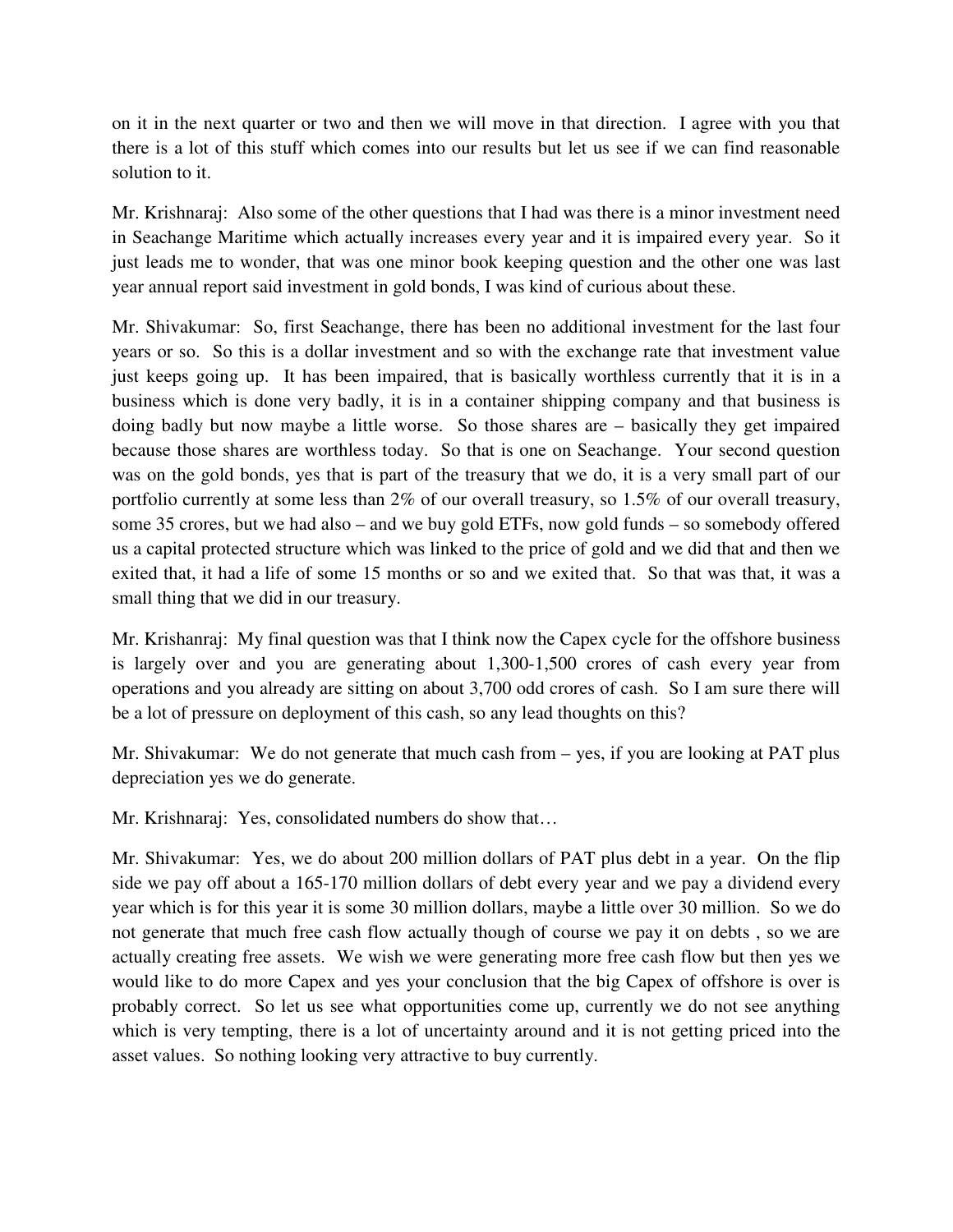on it in the next quarter or two and then we will move in that direction. I agree with you that there is a lot of this stuff which comes into our results but let us see if we can find reasonable solution to it.

Mr. Krishnaraj: Also some of the other questions that I had was there is a minor investment need in Seachange Maritime which actually increases every year and it is impaired every year. So it just leads me to wonder, that was one minor book keeping question and the other one was last year annual report said investment in gold bonds, I was kind of curious about these.

Mr. Shivakumar: So, first Seachange, there has been no additional investment for the last four years or so. So this is a dollar investment and so with the exchange rate that investment value just keeps going up. It has been impaired, that is basically worthless currently that it is in a business which is done very badly, it is in a container shipping company and that business is doing badly but now maybe a little worse. So those shares are – basically they get impaired because those shares are worthless today. So that is one on Seachange. Your second question was on the gold bonds, yes that is part of the treasury that we do, it is a very small part of our portfolio currently at some less than 2% of our overall treasury, so 1.5% of our overall treasury, some 35 crores, but we had also – and we buy gold ETFs, now gold funds – so somebody offered us a capital protected structure which was linked to the price of gold and we did that and then we exited that, it had a life of some 15 months or so and we exited that. So that was that, it was a small thing that we did in our treasury.

Mr. Krishanraj: My final question was that I think now the Capex cycle for the offshore business is largely over and you are generating about 1,300-1,500 crores of cash every year from operations and you already are sitting on about 3,700 odd crores of cash. So I am sure there will be a lot of pressure on deployment of this cash, so any lead thoughts on this?

Mr. Shivakumar: We do not generate that much cash from – yes, if you are looking at PAT plus depreciation yes we do generate.

Mr. Krishnaraj: Yes, consolidated numbers do show that…

Mr. Shivakumar: Yes, we do about 200 million dollars of PAT plus debt in a year. On the flip side we pay off about a 165-170 million dollars of debt every year and we pay a dividend every year which is for this year it is some 30 million dollars, maybe a little over 30 million. So we do not generate that much free cash flow actually though of course we pay it on debts , so we are actually creating free assets. We wish we were generating more free cash flow but then yes we would like to do more Capex and yes your conclusion that the big Capex of offshore is over is probably correct. So let us see what opportunities come up, currently we do not see anything which is very tempting, there is a lot of uncertainty around and it is not getting priced into the asset values. So nothing looking very attractive to buy currently.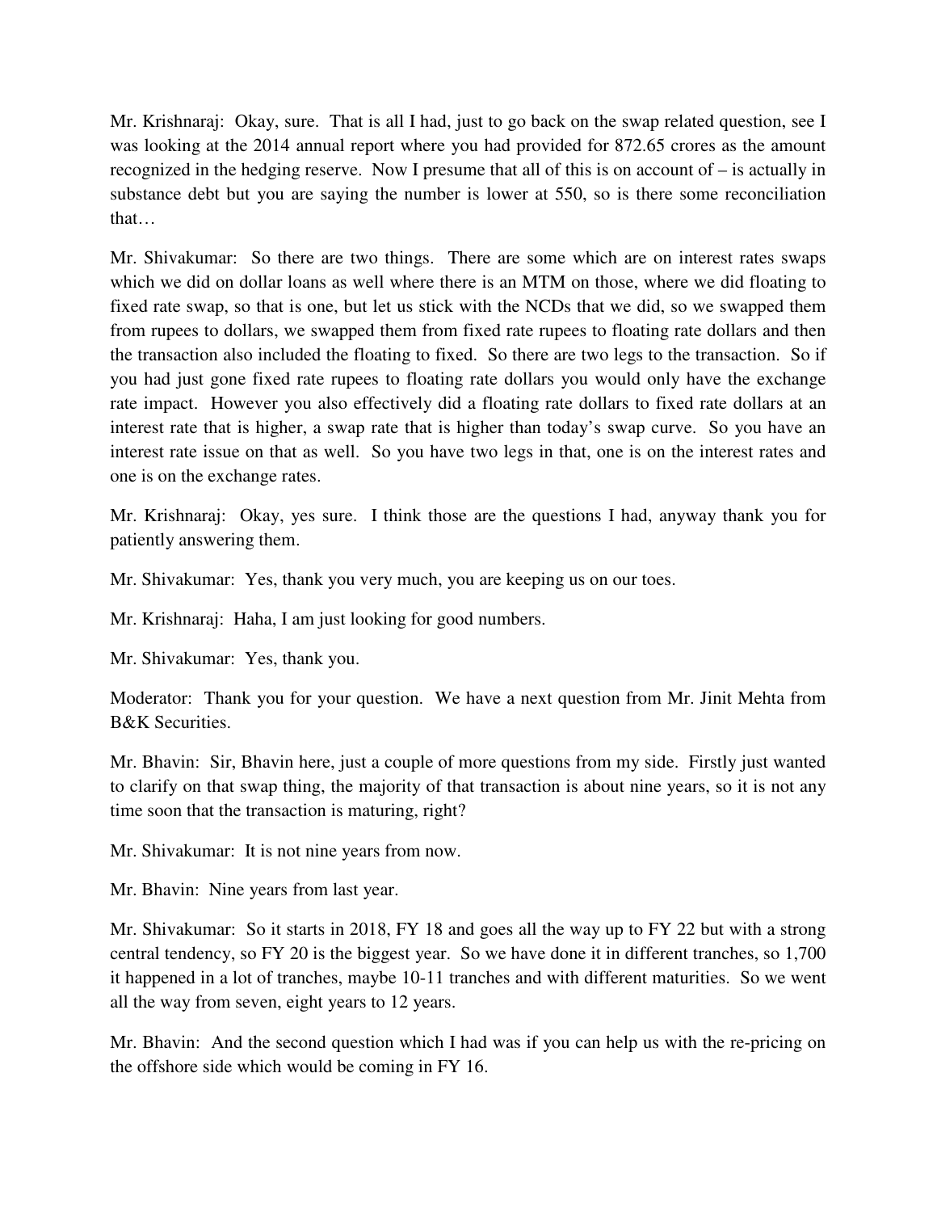Mr. Krishnaraj: Okay, sure. That is all I had, just to go back on the swap related question, see I was looking at the 2014 annual report where you had provided for 872.65 crores as the amount recognized in the hedging reserve. Now I presume that all of this is on account of – is actually in substance debt but you are saying the number is lower at 550, so is there some reconciliation that…

Mr. Shivakumar: So there are two things. There are some which are on interest rates swaps which we did on dollar loans as well where there is an MTM on those, where we did floating to fixed rate swap, so that is one, but let us stick with the NCDs that we did, so we swapped them from rupees to dollars, we swapped them from fixed rate rupees to floating rate dollars and then the transaction also included the floating to fixed. So there are two legs to the transaction. So if you had just gone fixed rate rupees to floating rate dollars you would only have the exchange rate impact. However you also effectively did a floating rate dollars to fixed rate dollars at an interest rate that is higher, a swap rate that is higher than today's swap curve. So you have an interest rate issue on that as well. So you have two legs in that, one is on the interest rates and one is on the exchange rates.

Mr. Krishnaraj: Okay, yes sure. I think those are the questions I had, anyway thank you for patiently answering them.

Mr. Shivakumar: Yes, thank you very much, you are keeping us on our toes.

Mr. Krishnaraj: Haha, I am just looking for good numbers.

Mr. Shivakumar: Yes, thank you.

Moderator: Thank you for your question. We have a next question from Mr. Jinit Mehta from B&K Securities.

Mr. Bhavin: Sir, Bhavin here, just a couple of more questions from my side. Firstly just wanted to clarify on that swap thing, the majority of that transaction is about nine years, so it is not any time soon that the transaction is maturing, right?

Mr. Shivakumar: It is not nine years from now.

Mr. Bhavin: Nine years from last year.

Mr. Shivakumar: So it starts in 2018, FY 18 and goes all the way up to FY 22 but with a strong central tendency, so FY 20 is the biggest year. So we have done it in different tranches, so 1,700 it happened in a lot of tranches, maybe 10-11 tranches and with different maturities. So we went all the way from seven, eight years to 12 years.

Mr. Bhavin: And the second question which I had was if you can help us with the re-pricing on the offshore side which would be coming in FY 16.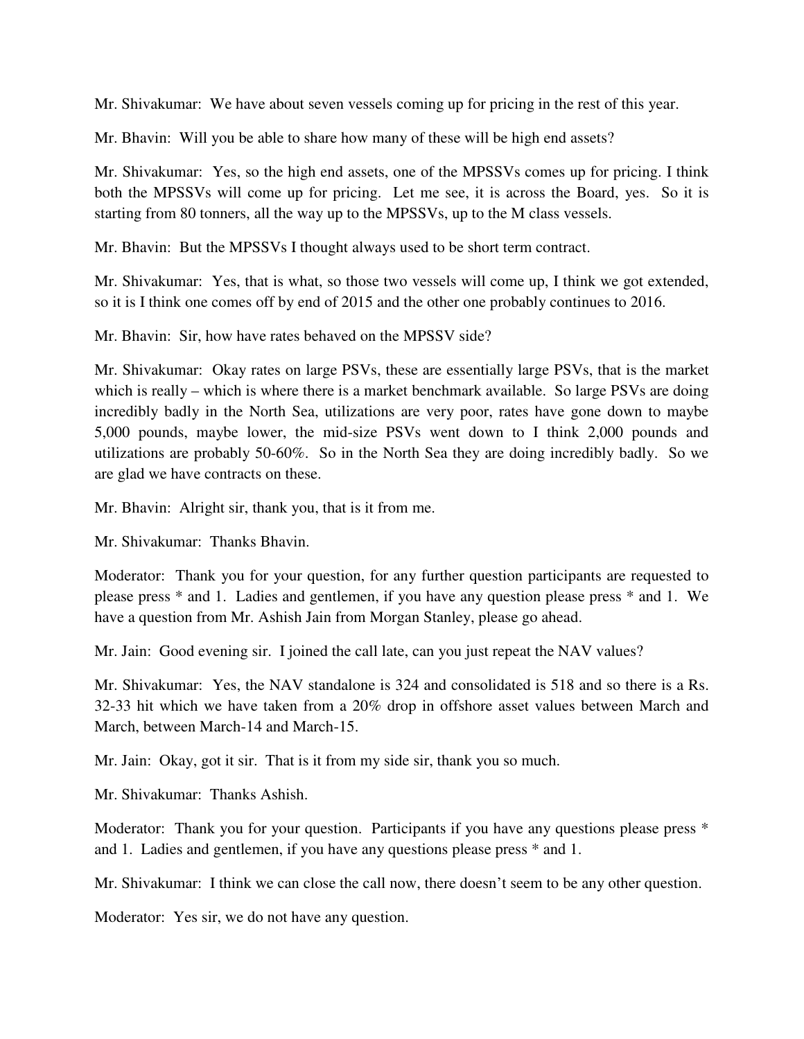Mr. Shivakumar: We have about seven vessels coming up for pricing in the rest of this year.

Mr. Bhavin: Will you be able to share how many of these will be high end assets?

Mr. Shivakumar: Yes, so the high end assets, one of the MPSSVs comes up for pricing. I think both the MPSSVs will come up for pricing. Let me see, it is across the Board, yes. So it is starting from 80 tonners, all the way up to the MPSSVs, up to the M class vessels.

Mr. Bhavin: But the MPSSVs I thought always used to be short term contract.

Mr. Shivakumar: Yes, that is what, so those two vessels will come up, I think we got extended, so it is I think one comes off by end of 2015 and the other one probably continues to 2016.

Mr. Bhavin: Sir, how have rates behaved on the MPSSV side?

Mr. Shivakumar: Okay rates on large PSVs, these are essentially large PSVs, that is the market which is really – which is where there is a market benchmark available. So large PSVs are doing incredibly badly in the North Sea, utilizations are very poor, rates have gone down to maybe 5,000 pounds, maybe lower, the mid-size PSVs went down to I think 2,000 pounds and utilizations are probably 50-60%. So in the North Sea they are doing incredibly badly. So we are glad we have contracts on these.

Mr. Bhavin: Alright sir, thank you, that is it from me.

Mr. Shivakumar: Thanks Bhavin.

Moderator: Thank you for your question, for any further question participants are requested to please press * and 1. Ladies and gentlemen, if you have any question please press * and 1. We have a question from Mr. Ashish Jain from Morgan Stanley, please go ahead.

Mr. Jain: Good evening sir. I joined the call late, can you just repeat the NAV values?

Mr. Shivakumar: Yes, the NAV standalone is 324 and consolidated is 518 and so there is a Rs. 32-33 hit which we have taken from a 20% drop in offshore asset values between March and March, between March-14 and March-15.

Mr. Jain: Okay, got it sir. That is it from my side sir, thank you so much.

Mr. Shivakumar: Thanks Ashish.

Moderator: Thank you for your question. Participants if you have any questions please press * and 1. Ladies and gentlemen, if you have any questions please press * and 1.

Mr. Shivakumar: I think we can close the call now, there doesn't seem to be any other question.

Moderator: Yes sir, we do not have any question.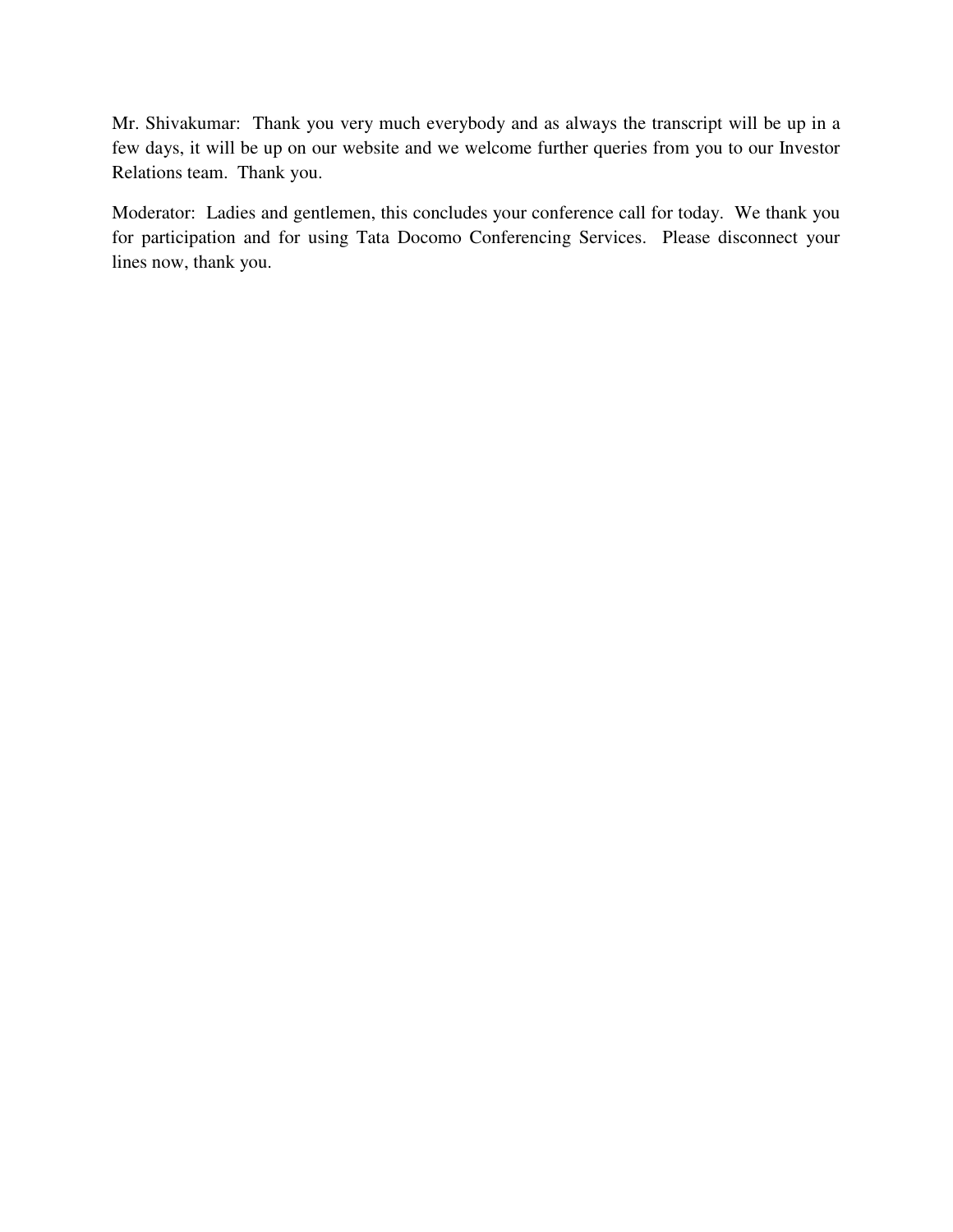Mr. Shivakumar: Thank you very much everybody and as always the transcript will be up in a few days, it will be up on our website and we welcome further queries from you to our Investor Relations team. Thank you.

Moderator: Ladies and gentlemen, this concludes your conference call for today. We thank you for participation and for using Tata Docomo Conferencing Services. Please disconnect your lines now, thank you.